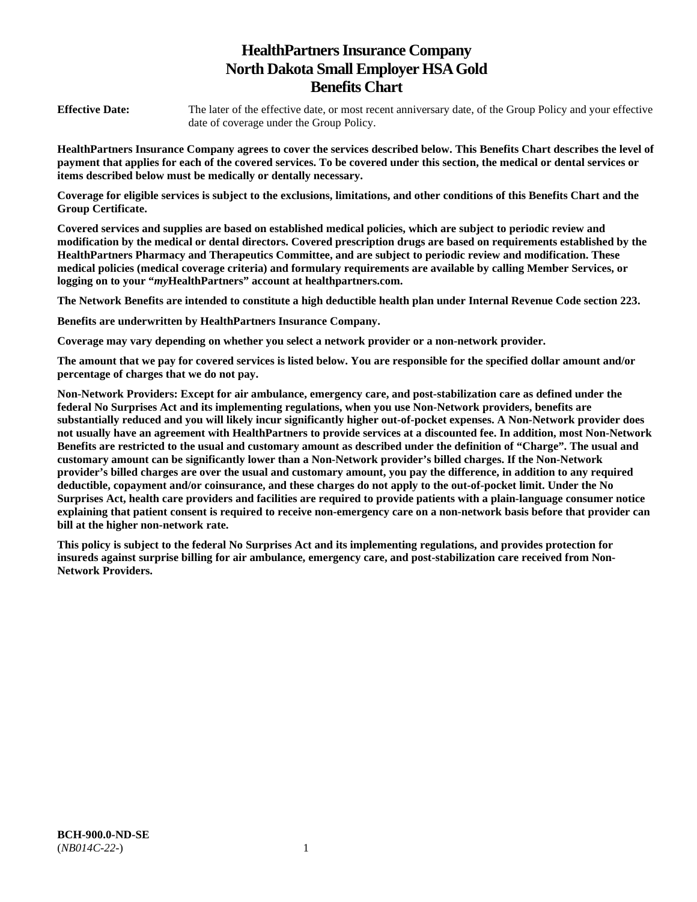# HealthPartners Insurance Company
# North Dakota Small Employer HSA Gold
# Benefits Chart

**Effective Date:** The later of the effective date, or most recent anniversary date, of the Group Policy and your effective date of coverage under the Group Policy.

**HealthPartners Insurance Company agrees to cover the services described below. This Benefits Chart describes the level of payment that applies for each of the covered services. To be covered under this section, the medical or dental services or items described below must be medically or dentally necessary.**

**Coverage for eligible services is subject to the exclusions, limitations, and other conditions of this Benefits Chart and the Group Certificate.**

**Covered services and supplies are based on established medical policies, which are subject to periodic review and modification by the medical or dental directors. Covered prescription drugs are based on requirements established by the HealthPartners Pharmacy and Therapeutics Committee, and are subject to periodic review and modification. These medical policies (medical coverage criteria) and formulary requirements are available by calling Member Services, or logging on to your "*my*HealthPartners" account at healthpartners.com.**

**The Network Benefits are intended to constitute a high deductible health plan under Internal Revenue Code section 223.**

**Benefits are underwritten by HealthPartners Insurance Company.**

**Coverage may vary depending on whether you select a network provider or a non-network provider.**

**The amount that we pay for covered services is listed below. You are responsible for the specified dollar amount and/or percentage of charges that we do not pay.**

**Non-Network Providers: Except for air ambulance, emergency care, and post-stabilization care as defined under the federal No Surprises Act and its implementing regulations, when you use Non-Network providers, benefits are substantially reduced and you will likely incur significantly higher out-of-pocket expenses. A Non-Network provider does not usually have an agreement with HealthPartners to provide services at a discounted fee. In addition, most Non-Network Benefits are restricted to the usual and customary amount as described under the definition of "Charge". The usual and customary amount can be significantly lower than a Non-Network provider's billed charges. If the Non-Network provider's billed charges are over the usual and customary amount, you pay the difference, in addition to any required deductible, copayment and/or coinsurance, and these charges do not apply to the out-of-pocket limit. Under the No Surprises Act, health care providers and facilities are required to provide patients with a plain-language consumer notice explaining that patient consent is required to receive non-emergency care on a non-network basis before that provider can bill at the higher non-network rate.**

**This policy is subject to the federal No Surprises Act and its implementing regulations, and provides protection for insureds against surprise billing for air ambulance, emergency care, and post-stabilization care received from Non-Network Providers.**

**BCH-900.0-ND-SE**
(*NB014C-22-*)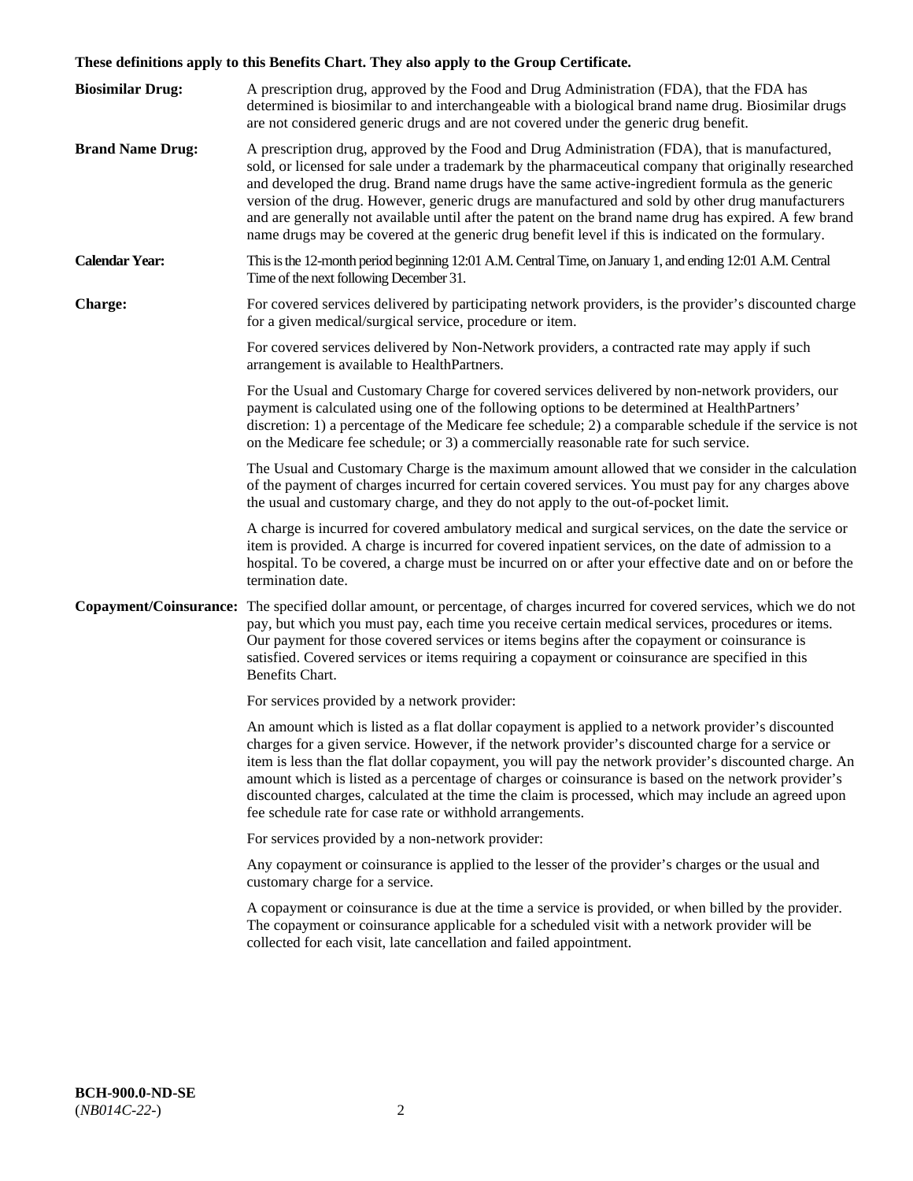**These definitions apply to this Benefits Chart. They also apply to the Group Certificate.**

**Biosimilar Drug:** A prescription drug, approved by the Food and Drug Administration (FDA), that the FDA has determined is biosimilar to and interchangeable with a biological brand name drug. Biosimilar drugs are not considered generic drugs and are not covered under the generic drug benefit.

**Brand Name Drug:** A prescription drug, approved by the Food and Drug Administration (FDA), that is manufactured, sold, or licensed for sale under a trademark by the pharmaceutical company that originally researched and developed the drug. Brand name drugs have the same active-ingredient formula as the generic version of the drug. However, generic drugs are manufactured and sold by other drug manufacturers and are generally not available until after the patent on the brand name drug has expired. A few brand name drugs may be covered at the generic drug benefit level if this is indicated on the formulary.

**Calendar Year:** This is the 12-month period beginning 12:01 A.M. Central Time, on January 1, and ending 12:01 A.M. Central Time of the next following December 31.

**Charge:** For covered services delivered by participating network providers, is the provider's discounted charge for a given medical/surgical service, procedure or item.

For covered services delivered by Non-Network providers, a contracted rate may apply if such arrangement is available to HealthPartners.

For the Usual and Customary Charge for covered services delivered by non-network providers, our payment is calculated using one of the following options to be determined at HealthPartners' discretion: 1) a percentage of the Medicare fee schedule; 2) a comparable schedule if the service is not on the Medicare fee schedule; or 3) a commercially reasonable rate for such service.

The Usual and Customary Charge is the maximum amount allowed that we consider in the calculation of the payment of charges incurred for certain covered services. You must pay for any charges above the usual and customary charge, and they do not apply to the out-of-pocket limit.

A charge is incurred for covered ambulatory medical and surgical services, on the date the service or item is provided. A charge is incurred for covered inpatient services, on the date of admission to a hospital. To be covered, a charge must be incurred on or after your effective date and on or before the termination date.

**Copayment/Coinsurance:** The specified dollar amount, or percentage, of charges incurred for covered services, which we do not pay, but which you must pay, each time you receive certain medical services, procedures or items. Our payment for those covered services or items begins after the copayment or coinsurance is satisfied. Covered services or items requiring a copayment or coinsurance are specified in this Benefits Chart.

For services provided by a network provider:

An amount which is listed as a flat dollar copayment is applied to a network provider's discounted charges for a given service. However, if the network provider's discounted charge for a service or item is less than the flat dollar copayment, you will pay the network provider's discounted charge. An amount which is listed as a percentage of charges or coinsurance is based on the network provider's discounted charges, calculated at the time the claim is processed, which may include an agreed upon fee schedule rate for case rate or withhold arrangements.

For services provided by a non-network provider:

Any copayment or coinsurance is applied to the lesser of the provider's charges or the usual and customary charge for a service.

A copayment or coinsurance is due at the time a service is provided, or when billed by the provider. The copayment or coinsurance applicable for a scheduled visit with a network provider will be collected for each visit, late cancellation and failed appointment.

**BCH-900.0-ND-SE**
(*NB014C-22-*)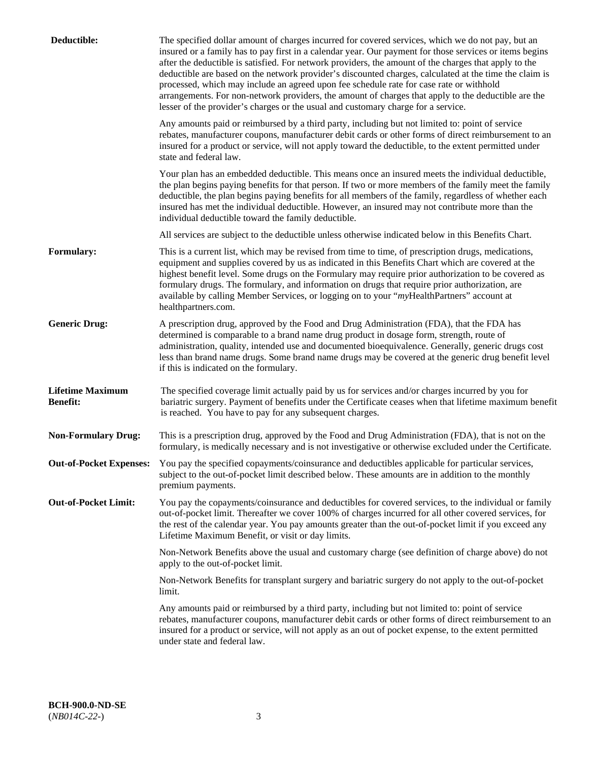**Deductible:** The specified dollar amount of charges incurred for covered services, which we do not pay, but an insured or a family has to pay first in a calendar year. Our payment for those services or items begins after the deductible is satisfied. For network providers, the amount of the charges that apply to the deductible are based on the network provider's discounted charges, calculated at the time the claim is processed, which may include an agreed upon fee schedule rate for case rate or withhold arrangements. For non-network providers, the amount of charges that apply to the deductible are the lesser of the provider's charges or the usual and customary charge for a service.

Any amounts paid or reimbursed by a third party, including but not limited to: point of service rebates, manufacturer coupons, manufacturer debit cards or other forms of direct reimbursement to an insured for a product or service, will not apply toward the deductible, to the extent permitted under state and federal law.

Your plan has an embedded deductible. This means once an insured meets the individual deductible, the plan begins paying benefits for that person. If two or more members of the family meet the family deductible, the plan begins paying benefits for all members of the family, regardless of whether each insured has met the individual deductible. However, an insured may not contribute more than the individual deductible toward the family deductible.

All services are subject to the deductible unless otherwise indicated below in this Benefits Chart.

**Formulary:** This is a current list, which may be revised from time to time, of prescription drugs, medications, equipment and supplies covered by us as indicated in this Benefits Chart which are covered at the highest benefit level. Some drugs on the Formulary may require prior authorization to be covered as formulary drugs. The formulary, and information on drugs that require prior authorization, are available by calling Member Services, or logging on to your "*my*HealthPartners" account at healthpartners.com.

**Generic Drug:** A prescription drug, approved by the Food and Drug Administration (FDA), that the FDA has determined is comparable to a brand name drug product in dosage form, strength, route of administration, quality, intended use and documented bioequivalence. Generally, generic drugs cost less than brand name drugs. Some brand name drugs may be covered at the generic drug benefit level if this is indicated on the formulary.

**Lifetime Maximum Benefit:** The specified coverage limit actually paid by us for services and/or charges incurred by you for bariatric surgery. Payment of benefits under the Certificate ceases when that lifetime maximum benefit is reached. You have to pay for any subsequent charges.

**Non-Formulary Drug:** This is a prescription drug, approved by the Food and Drug Administration (FDA), that is not on the formulary, is medically necessary and is not investigative or otherwise excluded under the Certificate.

**Out-of-Pocket Expenses:** You pay the specified copayments/coinsurance and deductibles applicable for particular services, subject to the out-of-pocket limit described below. These amounts are in addition to the monthly premium payments.

**Out-of-Pocket Limit:** You pay the copayments/coinsurance and deductibles for covered services, to the individual or family out-of-pocket limit. Thereafter we cover 100% of charges incurred for all other covered services, for the rest of the calendar year. You pay amounts greater than the out-of-pocket limit if you exceed any Lifetime Maximum Benefit, or visit or day limits.

Non-Network Benefits above the usual and customary charge (see definition of charge above) do not apply to the out-of-pocket limit.

Non-Network Benefits for transplant surgery and bariatric surgery do not apply to the out-of-pocket limit.

Any amounts paid or reimbursed by a third party, including but not limited to: point of service rebates, manufacturer coupons, manufacturer debit cards or other forms of direct reimbursement to an insured for a product or service, will not apply as an out of pocket expense, to the extent permitted under state and federal law.

**BCH-900.0-ND-SE**
(*NB014C-22-*)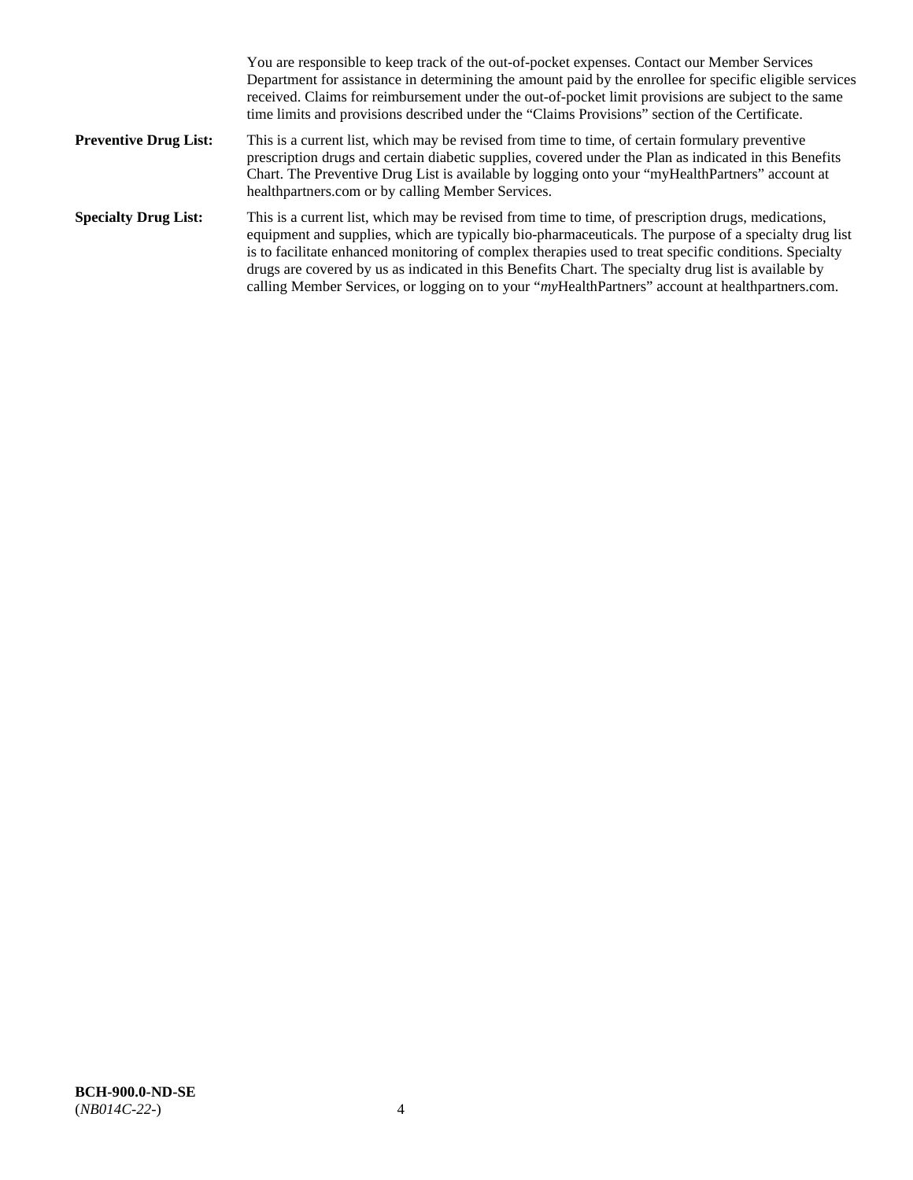You are responsible to keep track of the out-of-pocket expenses. Contact our Member Services Department for assistance in determining the amount paid by the enrollee for specific eligible services received. Claims for reimbursement under the out-of-pocket limit provisions are subject to the same time limits and provisions described under the "Claims Provisions" section of the Certificate.

**Preventive Drug List:** This is a current list, which may be revised from time to time, of certain formulary preventive prescription drugs and certain diabetic supplies, covered under the Plan as indicated in this Benefits Chart. The Preventive Drug List is available by logging onto your "myHealthPartners" account at healthpartners.com or by calling Member Services.

**Specialty Drug List:** This is a current list, which may be revised from time to time, of prescription drugs, medications, equipment and supplies, which are typically bio-pharmaceuticals. The purpose of a specialty drug list is to facilitate enhanced monitoring of complex therapies used to treat specific conditions. Specialty drugs are covered by us as indicated in this Benefits Chart. The specialty drug list is available by calling Member Services, or logging on to your "*my*HealthPartners" account at healthpartners.com.

**BCH-900.0-ND-SE**
(*NB014C-22-*)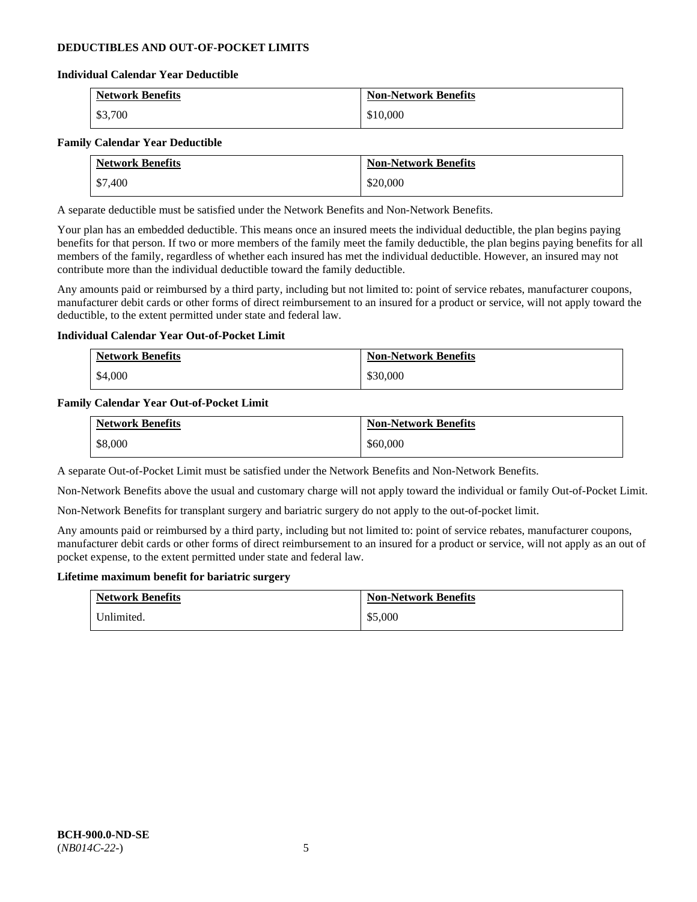## DEDUCTIBLES AND OUT-OF-POCKET LIMITS

### Individual Calendar Year Deductible

| Network Benefits | Non-Network Benefits |
| --- | --- |
| $3,700 | $10,000 |

### Family Calendar Year Deductible

| Network Benefits | Non-Network Benefits |
| --- | --- |
| $7,400 | $20,000 |

A separate deductible must be satisfied under the Network Benefits and Non-Network Benefits.

Your plan has an embedded deductible. This means once an insured meets the individual deductible, the plan begins paying benefits for that person. If two or more members of the family meet the family deductible, the plan begins paying benefits for all members of the family, regardless of whether each insured has met the individual deductible. However, an insured may not contribute more than the individual deductible toward the family deductible.

Any amounts paid or reimbursed by a third party, including but not limited to: point of service rebates, manufacturer coupons, manufacturer debit cards or other forms of direct reimbursement to an insured for a product or service, will not apply toward the deductible, to the extent permitted under state and federal law.

### Individual Calendar Year Out-of-Pocket Limit

| Network Benefits | Non-Network Benefits |
| --- | --- |
| $4,000 | $30,000 |

### Family Calendar Year Out-of-Pocket Limit

| Network Benefits | Non-Network Benefits |
| --- | --- |
| $8,000 | $60,000 |

A separate Out-of-Pocket Limit must be satisfied under the Network Benefits and Non-Network Benefits.

Non-Network Benefits above the usual and customary charge will not apply toward the individual or family Out-of-Pocket Limit.

Non-Network Benefits for transplant surgery and bariatric surgery do not apply to the out-of-pocket limit.

Any amounts paid or reimbursed by a third party, including but not limited to: point of service rebates, manufacturer coupons, manufacturer debit cards or other forms of direct reimbursement to an insured for a product or service, will not apply as an out of pocket expense, to the extent permitted under state and federal law.

### Lifetime maximum benefit for bariatric surgery

| Network Benefits | Non-Network Benefits |
| --- | --- |
| Unlimited. | $5,000 |

**BCH-900.0-ND-SE**
(*NB014C-22-*)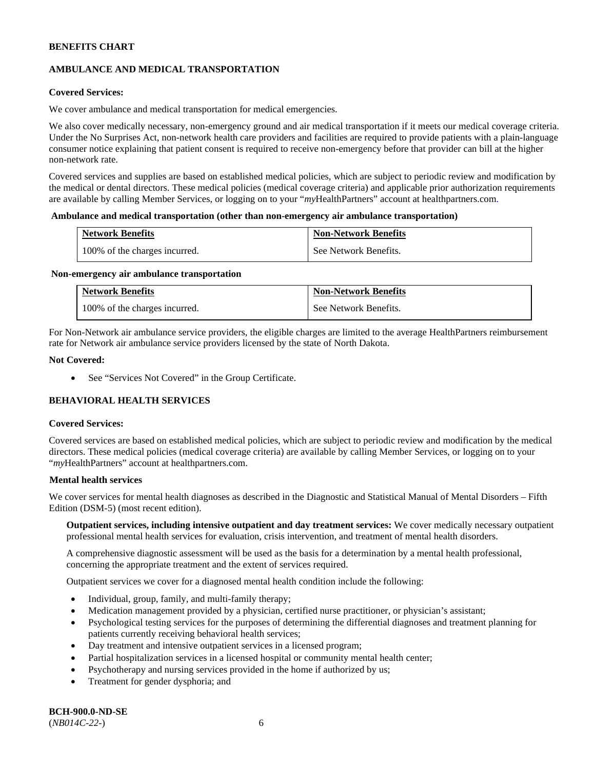**BENEFITS CHART**

**AMBULANCE AND MEDICAL TRANSPORTATION**

**Covered Services:**

We cover ambulance and medical transportation for medical emergencies.

We also cover medically necessary, non-emergency ground and air medical transportation if it meets our medical coverage criteria. Under the No Surprises Act, non-network health care providers and facilities are required to provide patients with a plain-language consumer notice explaining that patient consent is required to receive non-emergency before that provider can bill at the higher non-network rate.

Covered services and supplies are based on established medical policies, which are subject to periodic review and modification by the medical or dental directors. These medical policies (medical coverage criteria) and applicable prior authorization requirements are available by calling Member Services, or logging on to your "*my*HealthPartners" account at healthpartners.com.

**Ambulance and medical transportation (other than non-emergency air ambulance transportation)**

| Network Benefits | Non-Network Benefits |
|---|---|
| 100% of the charges incurred. | See Network Benefits. |

**Non-emergency air ambulance transportation**

| Network Benefits | Non-Network Benefits |
|---|---|
| 100% of the charges incurred. | See Network Benefits. |

For Non-Network air ambulance service providers, the eligible charges are limited to the average HealthPartners reimbursement rate for Network air ambulance service providers licensed by the state of North Dakota.

**Not Covered:**

- See "Services Not Covered" in the Group Certificate.

**BEHAVIORAL HEALTH SERVICES**

**Covered Services:**

Covered services are based on established medical policies, which are subject to periodic review and modification by the medical directors. These medical policies (medical coverage criteria) are available by calling Member Services, or logging on to your "*my*HealthPartners" account at healthpartners.com.

**Mental health services**

We cover services for mental health diagnoses as described in the Diagnostic and Statistical Manual of Mental Disorders – Fifth Edition (DSM-5) (most recent edition).

**Outpatient services, including intensive outpatient and day treatment services:** We cover medically necessary outpatient professional mental health services for evaluation, crisis intervention, and treatment of mental health disorders.

A comprehensive diagnostic assessment will be used as the basis for a determination by a mental health professional, concerning the appropriate treatment and the extent of services required.

Outpatient services we cover for a diagnosed mental health condition include the following:

- Individual, group, family, and multi-family therapy;
- Medication management provided by a physician, certified nurse practitioner, or physician's assistant;
- Psychological testing services for the purposes of determining the differential diagnoses and treatment planning for patients currently receiving behavioral health services;
- Day treatment and intensive outpatient services in a licensed program;
- Partial hospitalization services in a licensed hospital or community mental health center;
- Psychotherapy and nursing services provided in the home if authorized by us;
- Treatment for gender dysphoria; and

**BCH-900.0-ND-SE**
(*NB014C-22-*)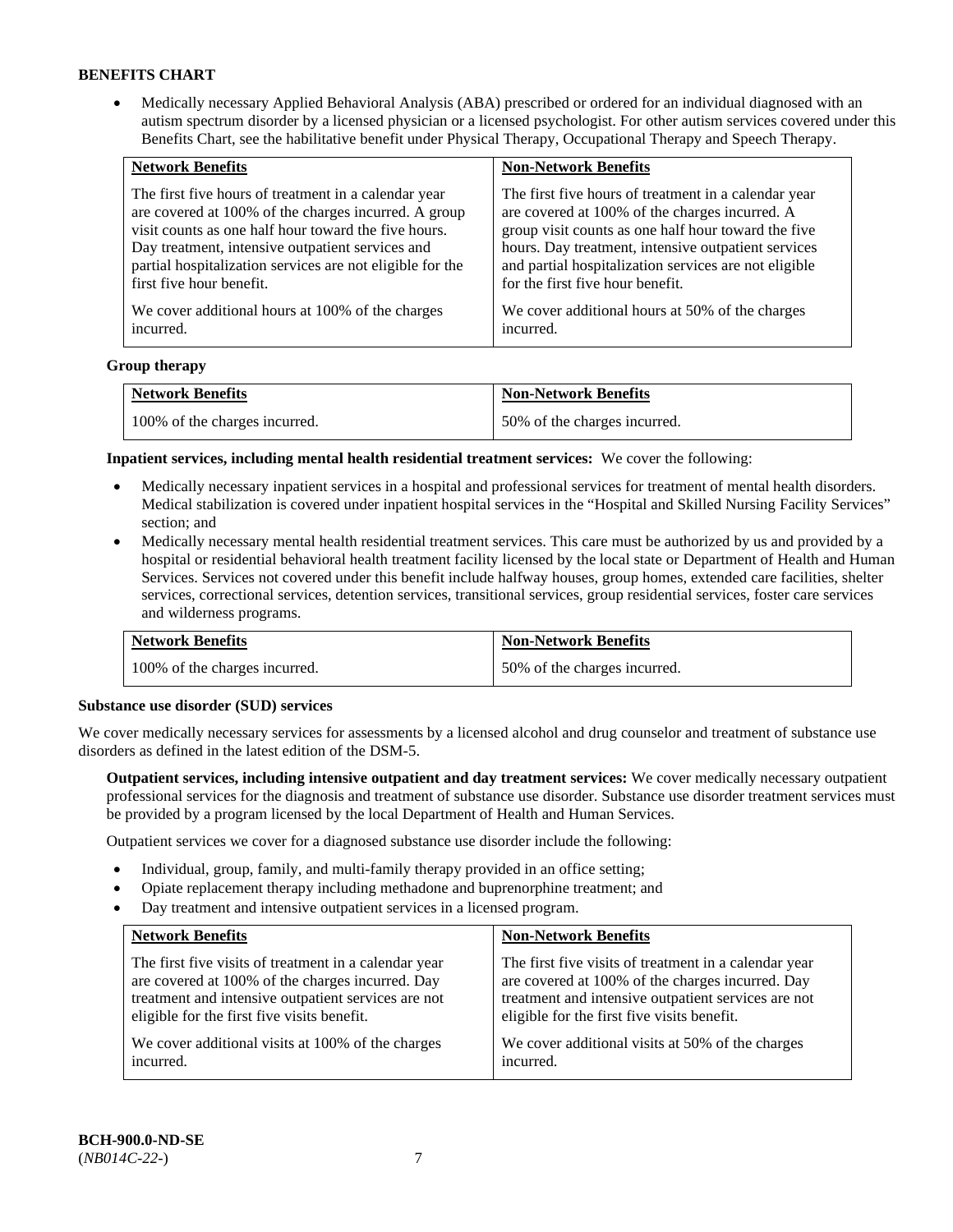## BENEFITS CHART

- Medically necessary Applied Behavioral Analysis (ABA) prescribed or ordered for an individual diagnosed with an autism spectrum disorder by a licensed physician or a licensed psychologist. For other autism services covered under this Benefits Chart, see the habilitative benefit under Physical Therapy, Occupational Therapy and Speech Therapy.

| Network Benefits | Non-Network Benefits |
| --- | --- |
| The first five hours of treatment in a calendar year are covered at 100% of the charges incurred. A group visit counts as one half hour toward the five hours. Day treatment, intensive outpatient services and partial hospitalization services are not eligible for the first five hour benefit.<br><br>We cover additional hours at 100% of the charges incurred. | The first five hours of treatment in a calendar year are covered at 100% of the charges incurred. A group visit counts as one half hour toward the five hours. Day treatment, intensive outpatient services and partial hospitalization services are not eligible for the first five hour benefit.<br><br>We cover additional hours at 50% of the charges incurred. |

**Group therapy**

| Network Benefits | Non-Network Benefits |
| --- | --- |
| 100% of the charges incurred. | 50% of the charges incurred. |

**Inpatient services, including mental health residential treatment services:** We cover the following:

- Medically necessary inpatient services in a hospital and professional services for treatment of mental health disorders. Medical stabilization is covered under inpatient hospital services in the "Hospital and Skilled Nursing Facility Services" section; and
- Medically necessary mental health residential treatment services. This care must be authorized by us and provided by a hospital or residential behavioral health treatment facility licensed by the local state or Department of Health and Human Services. Services not covered under this benefit include halfway houses, group homes, extended care facilities, shelter services, correctional services, detention services, transitional services, group residential services, foster care services and wilderness programs.

| Network Benefits | Non-Network Benefits |
| --- | --- |
| 100% of the charges incurred. | 50% of the charges incurred. |

**Substance use disorder (SUD) services**

We cover medically necessary services for assessments by a licensed alcohol and drug counselor and treatment of substance use disorders as defined in the latest edition of the DSM-5.

**Outpatient services, including intensive outpatient and day treatment services:** We cover medically necessary outpatient professional services for the diagnosis and treatment of substance use disorder. Substance use disorder treatment services must be provided by a program licensed by the local Department of Health and Human Services.

Outpatient services we cover for a diagnosed substance use disorder include the following:

- Individual, group, family, and multi-family therapy provided in an office setting;
- Opiate replacement therapy including methadone and buprenorphine treatment; and
- Day treatment and intensive outpatient services in a licensed program.

| Network Benefits | Non-Network Benefits |
| --- | --- |
| The first five visits of treatment in a calendar year are covered at 100% of the charges incurred. Day treatment and intensive outpatient services are not eligible for the first five visits benefit.<br><br>We cover additional visits at 100% of the charges incurred. | The first five visits of treatment in a calendar year are covered at 100% of the charges incurred. Day treatment and intensive outpatient services are not eligible for the first five visits benefit.<br><br>We cover additional visits at 50% of the charges incurred. |

BCH-900.0-ND-SE
(*NB014C-22-*)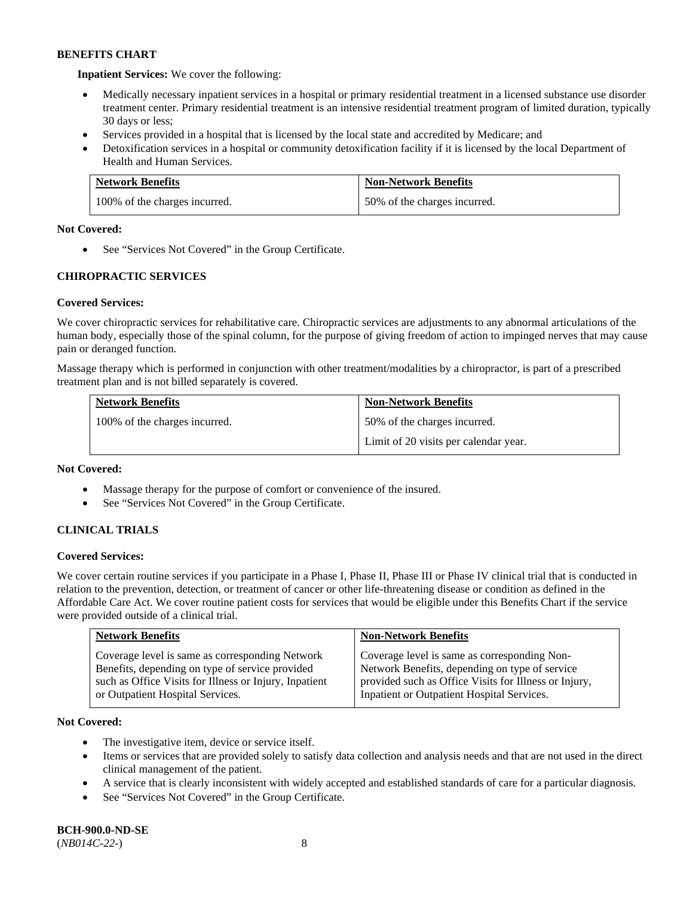**BENEFITS CHART**

**Inpatient Services:** We cover the following:

- Medically necessary inpatient services in a hospital or primary residential treatment in a licensed substance use disorder treatment center. Primary residential treatment is an intensive residential treatment program of limited duration, typically 30 days or less;
- Services provided in a hospital that is licensed by the local state and accredited by Medicare; and
- Detoxification services in a hospital or community detoxification facility if it is licensed by the local Department of Health and Human Services.

| Network Benefits | Non-Network Benefits |
|---|---|
| 100% of the charges incurred. | 50% of the charges incurred. |

**Not Covered:**

- See "Services Not Covered" in the Group Certificate.

## CHIROPRACTIC SERVICES

**Covered Services:**

We cover chiropractic services for rehabilitative care. Chiropractic services are adjustments to any abnormal articulations of the human body, especially those of the spinal column, for the purpose of giving freedom of action to impinged nerves that may cause pain or deranged function.

Massage therapy which is performed in conjunction with other treatment/modalities by a chiropractor, is part of a prescribed treatment plan and is not billed separately is covered.

| Network Benefits | Non-Network Benefits |
|---|---|
| 100% of the charges incurred. | 50% of the charges incurred.<br>Limit of 20 visits per calendar year. |

**Not Covered:**

- Massage therapy for the purpose of comfort or convenience of the insured.
- See "Services Not Covered" in the Group Certificate.

## CLINICAL TRIALS

**Covered Services:**

We cover certain routine services if you participate in a Phase I, Phase II, Phase III or Phase IV clinical trial that is conducted in relation to the prevention, detection, or treatment of cancer or other life-threatening disease or condition as defined in the Affordable Care Act. We cover routine patient costs for services that would be eligible under this Benefits Chart if the service were provided outside of a clinical trial.

| Network Benefits | Non-Network Benefits |
|---|---|
| Coverage level is same as corresponding Network Benefits, depending on type of service provided such as Office Visits for Illness or Injury, Inpatient or Outpatient Hospital Services. | Coverage level is same as corresponding Non-Network Benefits, depending on type of service provided such as Office Visits for Illness or Injury, Inpatient or Outpatient Hospital Services. |

**Not Covered:**

- The investigative item, device or service itself.
- Items or services that are provided solely to satisfy data collection and analysis needs and that are not used in the direct clinical management of the patient.
- A service that is clearly inconsistent with widely accepted and established standards of care for a particular diagnosis.
- See "Services Not Covered" in the Group Certificate.

**BCH-900.0-ND-SE**
(*NB014C-22-*)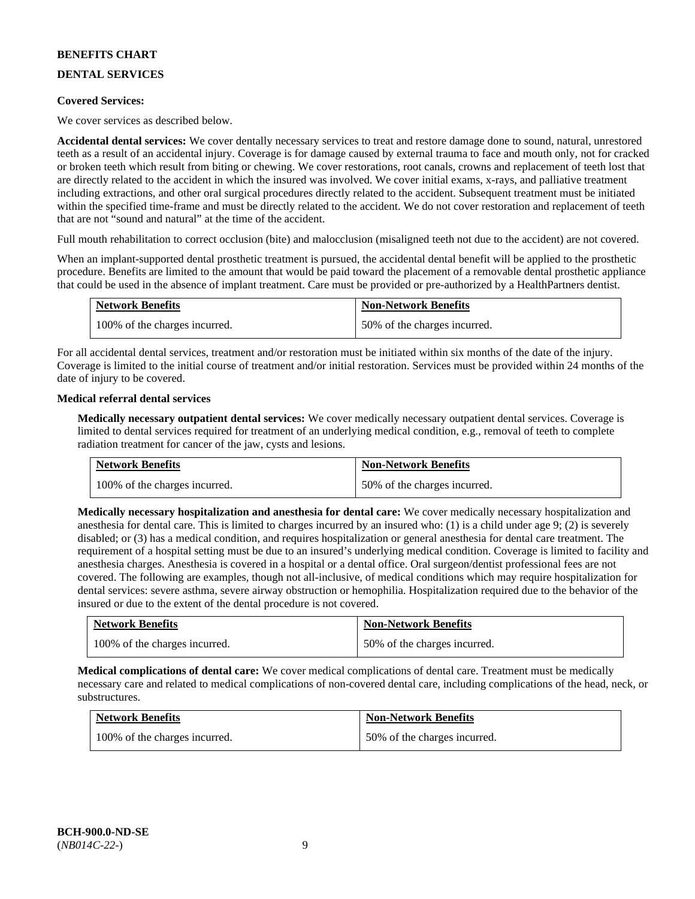**BENEFITS CHART**

**DENTAL SERVICES**

**Covered Services:**

We cover services as described below.

**Accidental dental services:** We cover dentally necessary services to treat and restore damage done to sound, natural, unrestored teeth as a result of an accidental injury. Coverage is for damage caused by external trauma to face and mouth only, not for cracked or broken teeth which result from biting or chewing. We cover restorations, root canals, crowns and replacement of teeth lost that are directly related to the accident in which the insured was involved. We cover initial exams, x-rays, and palliative treatment including extractions, and other oral surgical procedures directly related to the accident. Subsequent treatment must be initiated within the specified time-frame and must be directly related to the accident. We do not cover restoration and replacement of teeth that are not "sound and natural" at the time of the accident.

Full mouth rehabilitation to correct occlusion (bite) and malocclusion (misaligned teeth not due to the accident) are not covered.

When an implant-supported dental prosthetic treatment is pursued, the accidental dental benefit will be applied to the prosthetic procedure. Benefits are limited to the amount that would be paid toward the placement of a removable dental prosthetic appliance that could be used in the absence of implant treatment. Care must be provided or pre-authorized by a HealthPartners dentist.

| Network Benefits | Non-Network Benefits |
|---|---|
| 100% of the charges incurred. | 50% of the charges incurred. |

For all accidental dental services, treatment and/or restoration must be initiated within six months of the date of the injury. Coverage is limited to the initial course of treatment and/or initial restoration. Services must be provided within 24 months of the date of injury to be covered.

**Medical referral dental services**

**Medically necessary outpatient dental services:** We cover medically necessary outpatient dental services. Coverage is limited to dental services required for treatment of an underlying medical condition, e.g., removal of teeth to complete radiation treatment for cancer of the jaw, cysts and lesions.

| Network Benefits | Non-Network Benefits |
|---|---|
| 100% of the charges incurred. | 50% of the charges incurred. |

**Medically necessary hospitalization and anesthesia for dental care:** We cover medically necessary hospitalization and anesthesia for dental care. This is limited to charges incurred by an insured who: (1) is a child under age 9; (2) is severely disabled; or (3) has a medical condition, and requires hospitalization or general anesthesia for dental care treatment. The requirement of a hospital setting must be due to an insured's underlying medical condition. Coverage is limited to facility and anesthesia charges. Anesthesia is covered in a hospital or a dental office. Oral surgeon/dentist professional fees are not covered. The following are examples, though not all-inclusive, of medical conditions which may require hospitalization for dental services: severe asthma, severe airway obstruction or hemophilia. Hospitalization required due to the behavior of the insured or due to the extent of the dental procedure is not covered.

| Network Benefits | Non-Network Benefits |
|---|---|
| 100% of the charges incurred. | 50% of the charges incurred. |

**Medical complications of dental care:** We cover medical complications of dental care. Treatment must be medically necessary care and related to medical complications of non-covered dental care, including complications of the head, neck, or substructures.

| Network Benefits | Non-Network Benefits |
|---|---|
| 100% of the charges incurred. | 50% of the charges incurred. |

**BCH-900.0-ND-SE**
(*NB014C-22-*)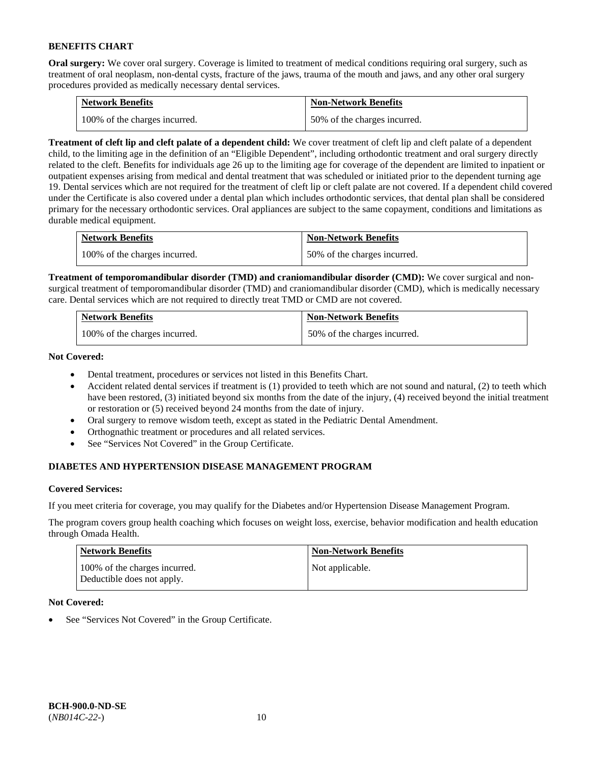## BENEFITS CHART

**Oral surgery:** We cover oral surgery. Coverage is limited to treatment of medical conditions requiring oral surgery, such as treatment of oral neoplasm, non-dental cysts, fracture of the jaws, trauma of the mouth and jaws, and any other oral surgery procedures provided as medically necessary dental services.

| Network Benefits | Non-Network Benefits |
|---|---|
| 100% of the charges incurred. | 50% of the charges incurred. |

**Treatment of cleft lip and cleft palate of a dependent child:** We cover treatment of cleft lip and cleft palate of a dependent child, to the limiting age in the definition of an "Eligible Dependent", including orthodontic treatment and oral surgery directly related to the cleft. Benefits for individuals age 26 up to the limiting age for coverage of the dependent are limited to inpatient or outpatient expenses arising from medical and dental treatment that was scheduled or initiated prior to the dependent turning age 19. Dental services which are not required for the treatment of cleft lip or cleft palate are not covered. If a dependent child covered under the Certificate is also covered under a dental plan which includes orthodontic services, that dental plan shall be considered primary for the necessary orthodontic services. Oral appliances are subject to the same copayment, conditions and limitations as durable medical equipment.

| Network Benefits | Non-Network Benefits |
|---|---|
| 100% of the charges incurred. | 50% of the charges incurred. |

**Treatment of temporomandibular disorder (TMD) and craniomandibular disorder (CMD):** We cover surgical and non-surgical treatment of temporomandibular disorder (TMD) and craniomandibular disorder (CMD), which is medically necessary care. Dental services which are not required to directly treat TMD or CMD are not covered.

| Network Benefits | Non-Network Benefits |
|---|---|
| 100% of the charges incurred. | 50% of the charges incurred. |

**Not Covered:**

- Dental treatment, procedures or services not listed in this Benefits Chart.
- Accident related dental services if treatment is (1) provided to teeth which are not sound and natural, (2) to teeth which have been restored, (3) initiated beyond six months from the date of the injury, (4) received beyond the initial treatment or restoration or (5) received beyond 24 months from the date of injury.
- Oral surgery to remove wisdom teeth, except as stated in the Pediatric Dental Amendment.
- Orthognathic treatment or procedures and all related services.
- See "Services Not Covered" in the Group Certificate.

## DIABETES AND HYPERTENSION DISEASE MANAGEMENT PROGRAM

**Covered Services:**

If you meet criteria for coverage, you may qualify for the Diabetes and/or Hypertension Disease Management Program.

The program covers group health coaching which focuses on weight loss, exercise, behavior modification and health education through Omada Health.

| Network Benefits | Non-Network Benefits |
|---|---|
| 100% of the charges incurred. Deductible does not apply. | Not applicable. |

**Not Covered:**

- See "Services Not Covered" in the Group Certificate.

**BCH-900.0-ND-SE**
(*NB014C-22-*)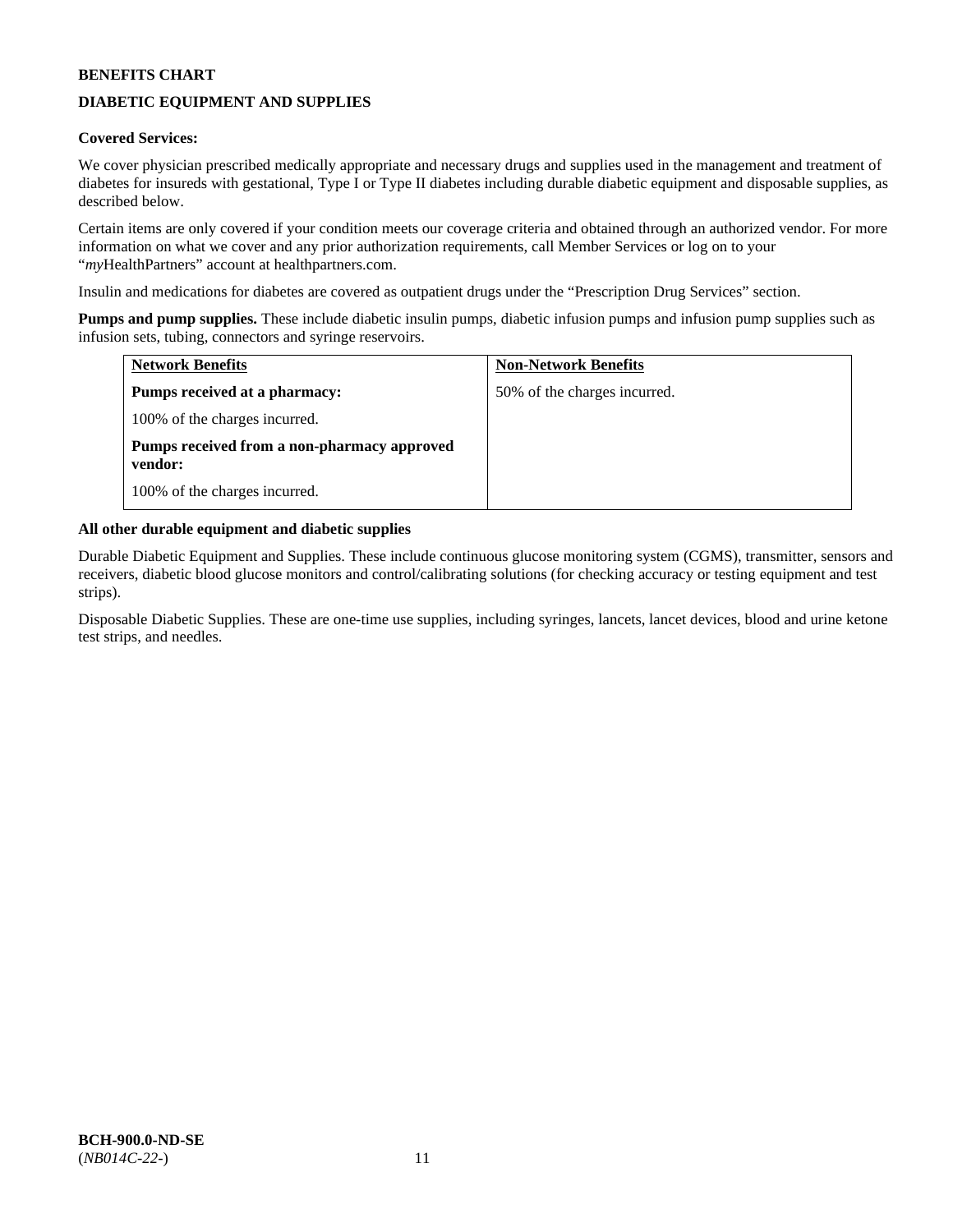**BENEFITS CHART**

**DIABETIC EQUIPMENT AND SUPPLIES**

**Covered Services:**

We cover physician prescribed medically appropriate and necessary drugs and supplies used in the management and treatment of diabetes for insureds with gestational, Type I or Type II diabetes including durable diabetic equipment and disposable supplies, as described below.

Certain items are only covered if your condition meets our coverage criteria and obtained through an authorized vendor. For more information on what we cover and any prior authorization requirements, call Member Services or log on to your "*my*HealthPartners" account at healthpartners.com.

Insulin and medications for diabetes are covered as outpatient drugs under the "Prescription Drug Services" section.

**Pumps and pump supplies.** These include diabetic insulin pumps, diabetic infusion pumps and infusion pump supplies such as infusion sets, tubing, connectors and syringe reservoirs.

| Network Benefits | Non-Network Benefits |
|---|---|
| **Pumps received at a pharmacy:**<br>100% of the charges incurred.<br>**Pumps received from a non-pharmacy approved vendor:**<br>100% of the charges incurred. | 50% of the charges incurred. |

**All other durable equipment and diabetic supplies**

Durable Diabetic Equipment and Supplies. These include continuous glucose monitoring system (CGMS), transmitter, sensors and receivers, diabetic blood glucose monitors and control/calibrating solutions (for checking accuracy or testing equipment and test strips).

Disposable Diabetic Supplies. These are one-time use supplies, including syringes, lancets, lancet devices, blood and urine ketone test strips, and needles.

**BCH-900.0-ND-SE**
(*NB014C-22-*)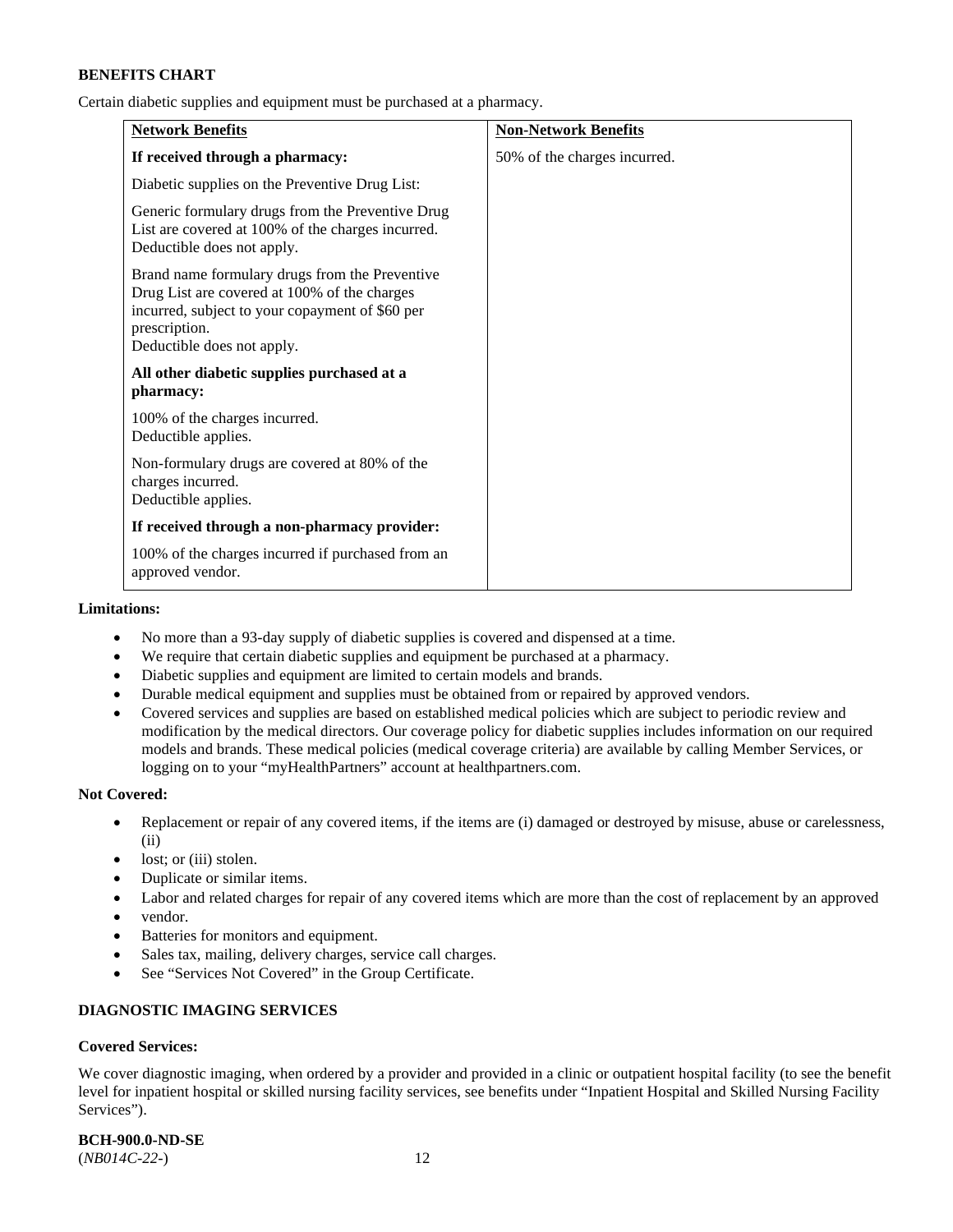**BENEFITS CHART**

Certain diabetic supplies and equipment must be purchased at a pharmacy.

| Network Benefits | Non-Network Benefits |
|---|---|
| **If received through a pharmacy:**<br><br>Diabetic supplies on the Preventive Drug List:<br><br>Generic formulary drugs from the Preventive Drug List are covered at 100% of the charges incurred. Deductible does not apply.<br><br>Brand name formulary drugs from the Preventive Drug List are covered at 100% of the charges incurred, subject to your copayment of $60 per prescription. Deductible does not apply.<br><br>**All other diabetic supplies purchased at a pharmacy:**<br><br>100% of the charges incurred. Deductible applies.<br><br>Non-formulary drugs are covered at 80% of the charges incurred. Deductible applies.<br><br>**If received through a non-pharmacy provider:**<br><br>100% of the charges incurred if purchased from an approved vendor. | 50% of the charges incurred. |

**Limitations:**

- No more than a 93-day supply of diabetic supplies is covered and dispensed at a time.
- We require that certain diabetic supplies and equipment be purchased at a pharmacy.
- Diabetic supplies and equipment are limited to certain models and brands.
- Durable medical equipment and supplies must be obtained from or repaired by approved vendors.
- Covered services and supplies are based on established medical policies which are subject to periodic review and modification by the medical directors. Our coverage policy for diabetic supplies includes information on our required models and brands. These medical policies (medical coverage criteria) are available by calling Member Services, or logging on to your "myHealthPartners" account at healthpartners.com.

**Not Covered:**

- Replacement or repair of any covered items, if the items are (i) damaged or destroyed by misuse, abuse or carelessness, (ii)
- lost; or (iii) stolen.
- Duplicate or similar items.
- Labor and related charges for repair of any covered items which are more than the cost of replacement by an approved
- vendor.
- Batteries for monitors and equipment.
- Sales tax, mailing, delivery charges, service call charges.
- See "Services Not Covered" in the Group Certificate.

**DIAGNOSTIC IMAGING SERVICES**

**Covered Services:**

We cover diagnostic imaging, when ordered by a provider and provided in a clinic or outpatient hospital facility (to see the benefit level for inpatient hospital or skilled nursing facility services, see benefits under "Inpatient Hospital and Skilled Nursing Facility Services").

**BCH-900.0-ND-SE**
(*NB014C-22-*)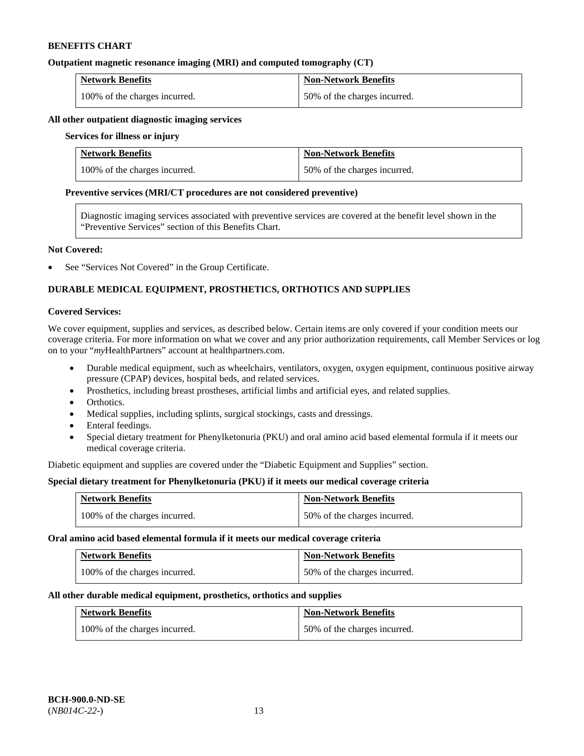**BENEFITS CHART**

**Outpatient magnetic resonance imaging (MRI) and computed tomography (CT)**

| Network Benefits | Non-Network Benefits |
| --- | --- |
| 100% of the charges incurred. | 50% of the charges incurred. |

**All other outpatient diagnostic imaging services**

**Services for illness or injury**

| Network Benefits | Non-Network Benefits |
| --- | --- |
| 100% of the charges incurred. | 50% of the charges incurred. |

**Preventive services (MRI/CT procedures are not considered preventive)**

Diagnostic imaging services associated with preventive services are covered at the benefit level shown in the "Preventive Services" section of this Benefits Chart.

**Not Covered:**

- See "Services Not Covered" in the Group Certificate.

**DURABLE MEDICAL EQUIPMENT, PROSTHETICS, ORTHOTICS AND SUPPLIES**

**Covered Services:**

We cover equipment, supplies and services, as described below. Certain items are only covered if your condition meets our coverage criteria. For more information on what we cover and any prior authorization requirements, call Member Services or log on to your "*my*HealthPartners" account at healthpartners.com.

- Durable medical equipment, such as wheelchairs, ventilators, oxygen, oxygen equipment, continuous positive airway pressure (CPAP) devices, hospital beds, and related services.
- Prosthetics, including breast prostheses, artificial limbs and artificial eyes, and related supplies.
- Orthotics.
- Medical supplies, including splints, surgical stockings, casts and dressings.
- Enteral feedings.
- Special dietary treatment for Phenylketonuria (PKU) and oral amino acid based elemental formula if it meets our medical coverage criteria.

Diabetic equipment and supplies are covered under the "Diabetic Equipment and Supplies" section.

**Special dietary treatment for Phenylketonuria (PKU) if it meets our medical coverage criteria**

| Network Benefits | Non-Network Benefits |
| --- | --- |
| 100% of the charges incurred. | 50% of the charges incurred. |

**Oral amino acid based elemental formula if it meets our medical coverage criteria**

| Network Benefits | Non-Network Benefits |
| --- | --- |
| 100% of the charges incurred. | 50% of the charges incurred. |

**All other durable medical equipment, prosthetics, orthotics and supplies**

| Network Benefits | Non-Network Benefits |
| --- | --- |
| 100% of the charges incurred. | 50% of the charges incurred. |

**BCH-900.0-ND-SE**
(*NB014C-22-*)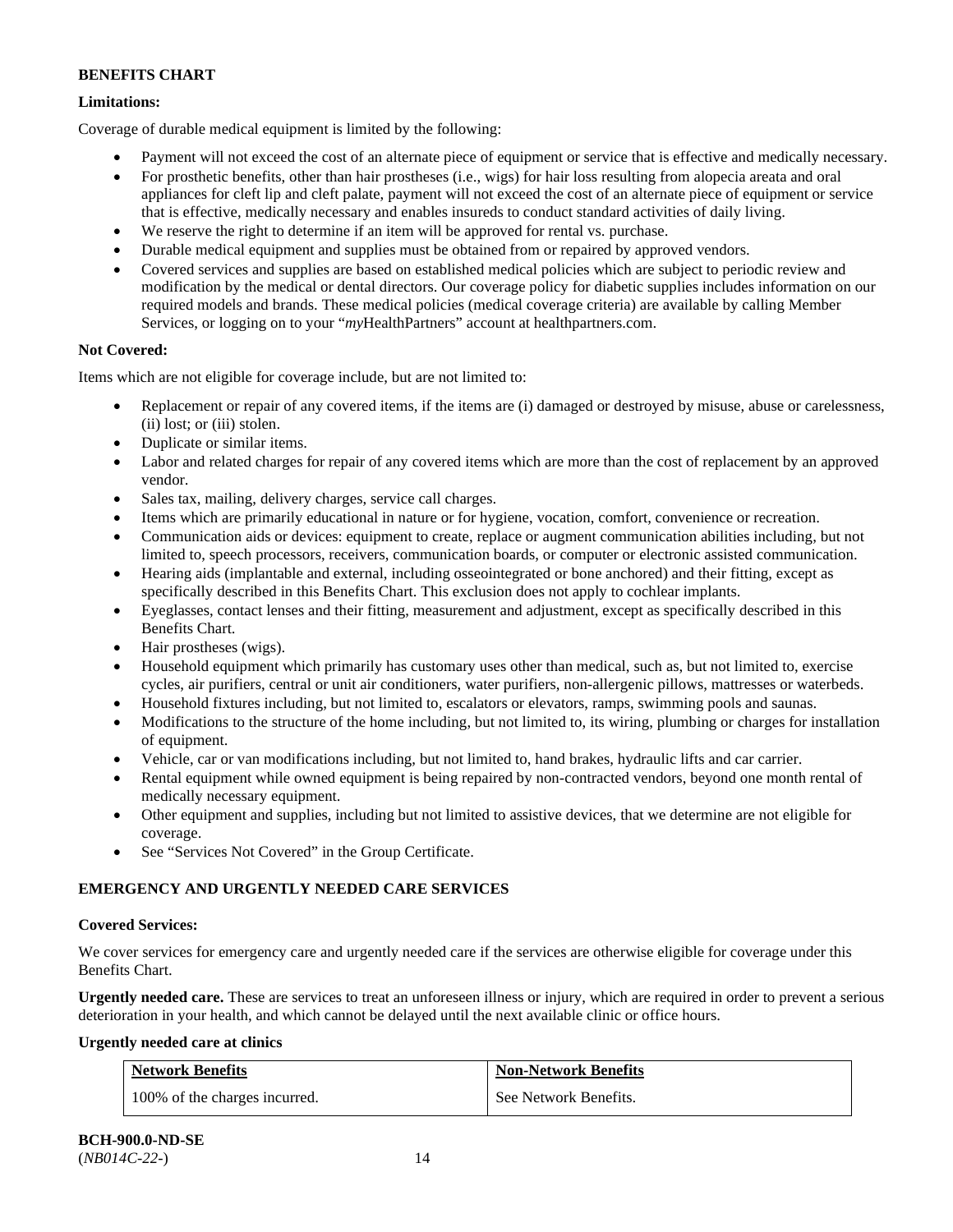**BENEFITS CHART**

**Limitations:**

Coverage of durable medical equipment is limited by the following:

- Payment will not exceed the cost of an alternate piece of equipment or service that is effective and medically necessary.
- For prosthetic benefits, other than hair prostheses (i.e., wigs) for hair loss resulting from alopecia areata and oral appliances for cleft lip and cleft palate, payment will not exceed the cost of an alternate piece of equipment or service that is effective, medically necessary and enables insureds to conduct standard activities of daily living.
- We reserve the right to determine if an item will be approved for rental vs. purchase.
- Durable medical equipment and supplies must be obtained from or repaired by approved vendors.
- Covered services and supplies are based on established medical policies which are subject to periodic review and modification by the medical or dental directors. Our coverage policy for diabetic supplies includes information on our required models and brands. These medical policies (medical coverage criteria) are available by calling Member Services, or logging on to your "*my*HealthPartners" account at healthpartners.com.

**Not Covered:**

Items which are not eligible for coverage include, but are not limited to:

- Replacement or repair of any covered items, if the items are (i) damaged or destroyed by misuse, abuse or carelessness, (ii) lost; or (iii) stolen.
- Duplicate or similar items.
- Labor and related charges for repair of any covered items which are more than the cost of replacement by an approved vendor.
- Sales tax, mailing, delivery charges, service call charges.
- Items which are primarily educational in nature or for hygiene, vocation, comfort, convenience or recreation.
- Communication aids or devices: equipment to create, replace or augment communication abilities including, but not limited to, speech processors, receivers, communication boards, or computer or electronic assisted communication.
- Hearing aids (implantable and external, including osseointegrated or bone anchored) and their fitting, except as specifically described in this Benefits Chart. This exclusion does not apply to cochlear implants.
- Eyeglasses, contact lenses and their fitting, measurement and adjustment, except as specifically described in this Benefits Chart.
- Hair prostheses (wigs).
- Household equipment which primarily has customary uses other than medical, such as, but not limited to, exercise cycles, air purifiers, central or unit air conditioners, water purifiers, non-allergenic pillows, mattresses or waterbeds.
- Household fixtures including, but not limited to, escalators or elevators, ramps, swimming pools and saunas.
- Modifications to the structure of the home including, but not limited to, its wiring, plumbing or charges for installation of equipment.
- Vehicle, car or van modifications including, but not limited to, hand brakes, hydraulic lifts and car carrier.
- Rental equipment while owned equipment is being repaired by non-contracted vendors, beyond one month rental of medically necessary equipment.
- Other equipment and supplies, including but not limited to assistive devices, that we determine are not eligible for coverage.
- See "Services Not Covered" in the Group Certificate.

**EMERGENCY AND URGENTLY NEEDED CARE SERVICES**

**Covered Services:**

We cover services for emergency care and urgently needed care if the services are otherwise eligible for coverage under this Benefits Chart.

**Urgently needed care.** These are services to treat an unforeseen illness or injury, which are required in order to prevent a serious deterioration in your health, and which cannot be delayed until the next available clinic or office hours.

**Urgently needed care at clinics**

| Network Benefits | Non-Network Benefits |
|---|---|
| 100% of the charges incurred. | See Network Benefits. |

**BCH-900.0-ND-SE**
(*NB014C-22-*)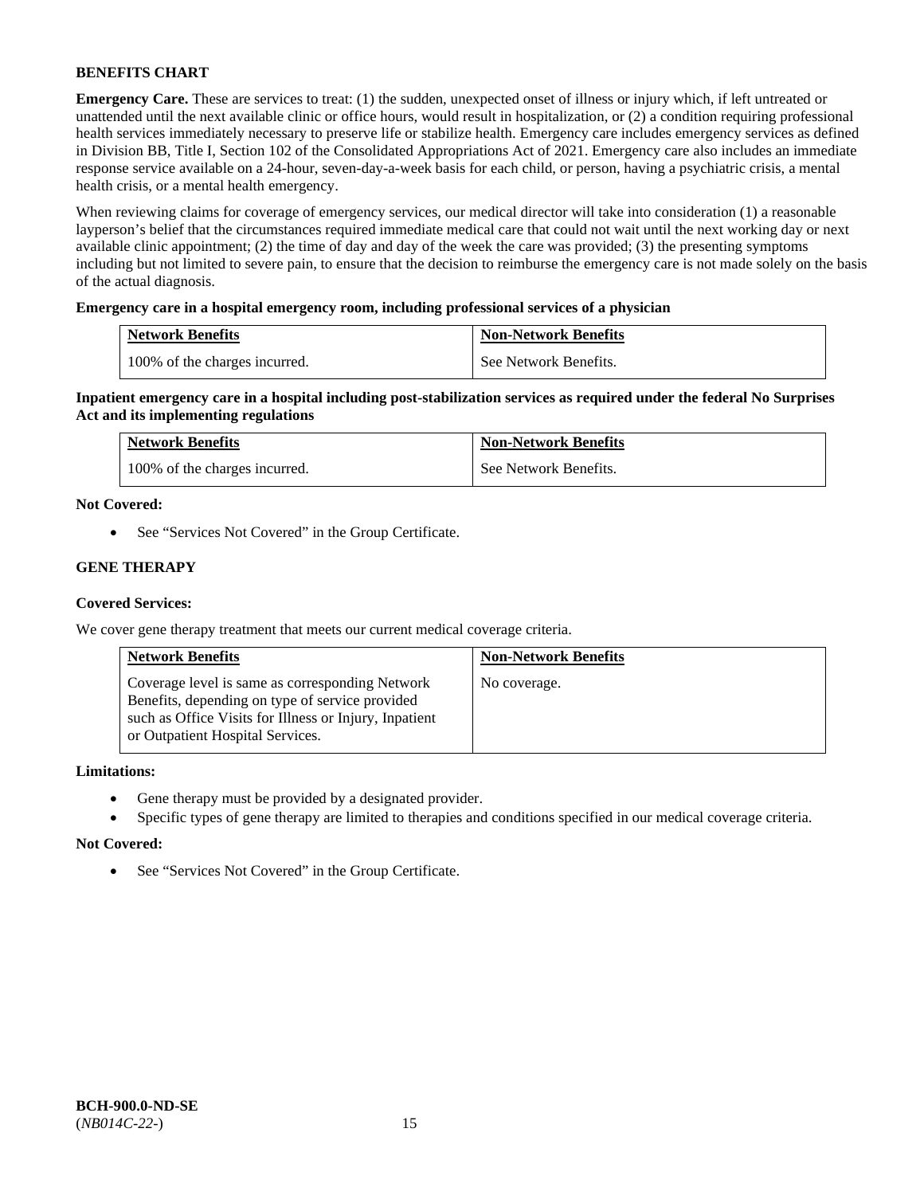**BENEFITS CHART**

**Emergency Care.** These are services to treat: (1) the sudden, unexpected onset of illness or injury which, if left untreated or unattended until the next available clinic or office hours, would result in hospitalization, or (2) a condition requiring professional health services immediately necessary to preserve life or stabilize health. Emergency care includes emergency services as defined in Division BB, Title I, Section 102 of the Consolidated Appropriations Act of 2021. Emergency care also includes an immediate response service available on a 24-hour, seven-day-a-week basis for each child, or person, having a psychiatric crisis, a mental health crisis, or a mental health emergency.

When reviewing claims for coverage of emergency services, our medical director will take into consideration (1) a reasonable layperson's belief that the circumstances required immediate medical care that could not wait until the next working day or next available clinic appointment; (2) the time of day and day of the week the care was provided; (3) the presenting symptoms including but not limited to severe pain, to ensure that the decision to reimburse the emergency care is not made solely on the basis of the actual diagnosis.

**Emergency care in a hospital emergency room, including professional services of a physician**

| Network Benefits | Non-Network Benefits |
|---|---|
| 100% of the charges incurred. | See Network Benefits. |

**Inpatient emergency care in a hospital including post-stabilization services as required under the federal No Surprises Act and its implementing regulations**

| Network Benefits | Non-Network Benefits |
|---|---|
| 100% of the charges incurred. | See Network Benefits. |

**Not Covered:**

- See "Services Not Covered" in the Group Certificate.

**GENE THERAPY**

**Covered Services:**

We cover gene therapy treatment that meets our current medical coverage criteria.

| Network Benefits | Non-Network Benefits |
|---|---|
| Coverage level is same as corresponding Network Benefits, depending on type of service provided such as Office Visits for Illness or Injury, Inpatient or Outpatient Hospital Services. | No coverage. |

**Limitations:**

- Gene therapy must be provided by a designated provider.
- Specific types of gene therapy are limited to therapies and conditions specified in our medical coverage criteria.

**Not Covered:**

- See "Services Not Covered" in the Group Certificate.

**BCH-900.0-ND-SE**
(*NB014C-22-*)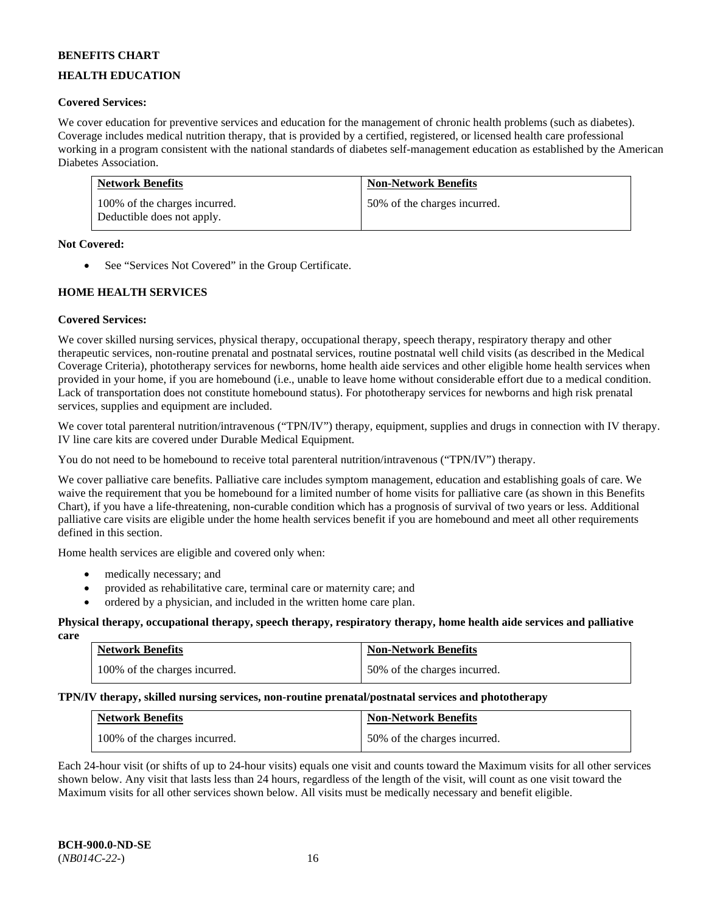**BENEFITS CHART**

## HEALTH EDUCATION

**Covered Services:**

We cover education for preventive services and education for the management of chronic health problems (such as diabetes). Coverage includes medical nutrition therapy, that is provided by a certified, registered, or licensed health care professional working in a program consistent with the national standards of diabetes self-management education as established by the American Diabetes Association.

| Network Benefits | Non-Network Benefits |
|---|---|
| 100% of the charges incurred. Deductible does not apply. | 50% of the charges incurred. |

**Not Covered:**

- See "Services Not Covered" in the Group Certificate.

## HOME HEALTH SERVICES

**Covered Services:**

We cover skilled nursing services, physical therapy, occupational therapy, speech therapy, respiratory therapy and other therapeutic services, non-routine prenatal and postnatal services, routine postnatal well child visits (as described in the Medical Coverage Criteria), phototherapy services for newborns, home health aide services and other eligible home health services when provided in your home, if you are homebound (i.e., unable to leave home without considerable effort due to a medical condition. Lack of transportation does not constitute homebound status). For phototherapy services for newborns and high risk prenatal services, supplies and equipment are included.

We cover total parenteral nutrition/intravenous ("TPN/IV") therapy, equipment, supplies and drugs in connection with IV therapy. IV line care kits are covered under Durable Medical Equipment.

You do not need to be homebound to receive total parenteral nutrition/intravenous ("TPN/IV") therapy.

We cover palliative care benefits. Palliative care includes symptom management, education and establishing goals of care. We waive the requirement that you be homebound for a limited number of home visits for palliative care (as shown in this Benefits Chart), if you have a life-threatening, non-curable condition which has a prognosis of survival of two years or less. Additional palliative care visits are eligible under the home health services benefit if you are homebound and meet all other requirements defined in this section.

Home health services are eligible and covered only when:

- medically necessary; and
- provided as rehabilitative care, terminal care or maternity care; and
- ordered by a physician, and included in the written home care plan.

**Physical therapy, occupational therapy, speech therapy, respiratory therapy, home health aide services and palliative care**

| Network Benefits | Non-Network Benefits |
|---|---|
| 100% of the charges incurred. | 50% of the charges incurred. |

**TPN/IV therapy, skilled nursing services, non-routine prenatal/postnatal services and phototherapy**

| Network Benefits | Non-Network Benefits |
|---|---|
| 100% of the charges incurred. | 50% of the charges incurred. |

Each 24-hour visit (or shifts of up to 24-hour visits) equals one visit and counts toward the Maximum visits for all other services shown below. Any visit that lasts less than 24 hours, regardless of the length of the visit, will count as one visit toward the Maximum visits for all other services shown below. All visits must be medically necessary and benefit eligible.

**BCH-900.0-ND-SE**
(*NB014C-22-*)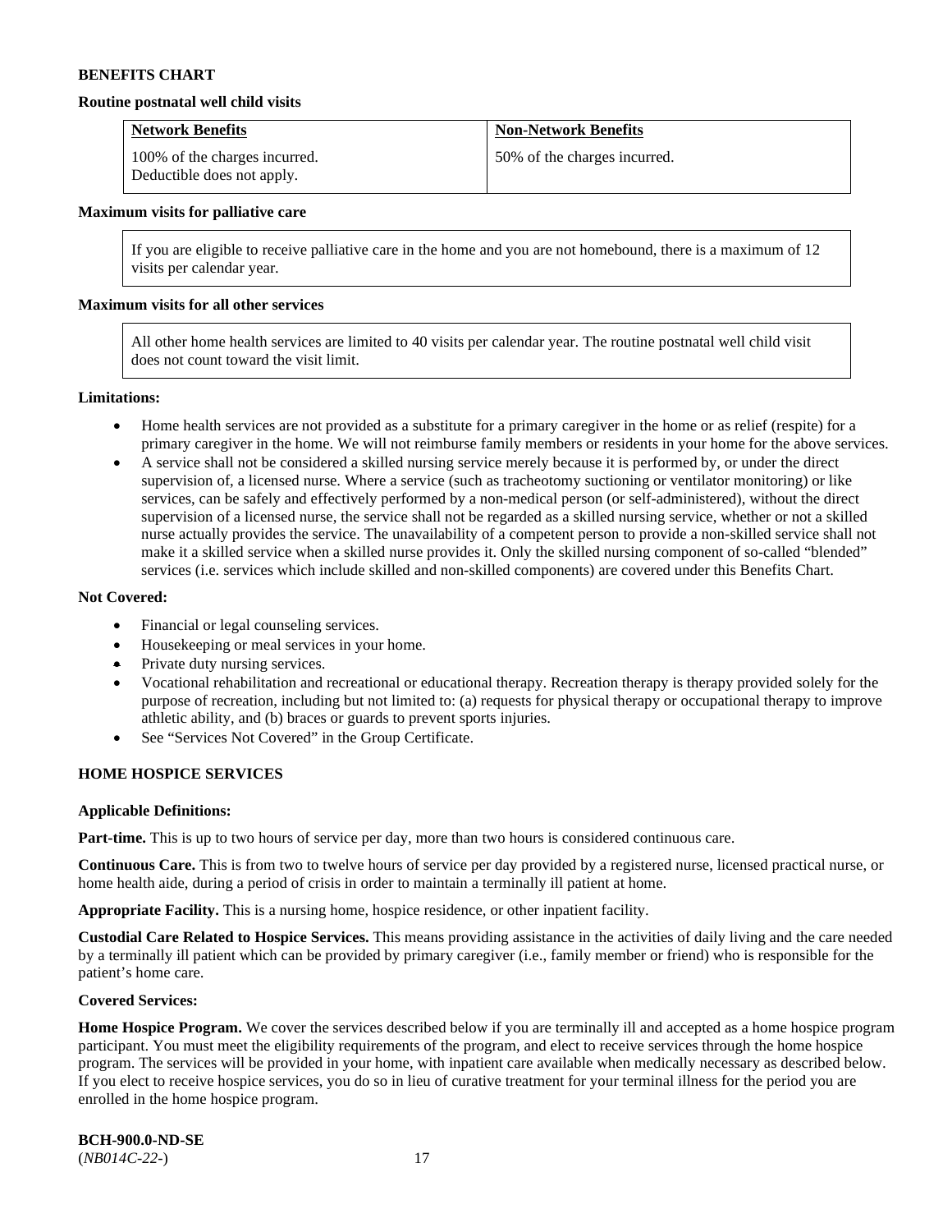**BENEFITS CHART**

**Routine postnatal well child visits**

| Network Benefits | Non-Network Benefits |
|---|---|
| 100% of the charges incurred. Deductible does not apply. | 50% of the charges incurred. |

**Maximum visits for palliative care**

If you are eligible to receive palliative care in the home and you are not homebound, there is a maximum of 12 visits per calendar year.

**Maximum visits for all other services**

All other home health services are limited to 40 visits per calendar year. The routine postnatal well child visit does not count toward the visit limit.

**Limitations:**

- Home health services are not provided as a substitute for a primary caregiver in the home or as relief (respite) for a primary caregiver in the home. We will not reimburse family members or residents in your home for the above services.
- A service shall not be considered a skilled nursing service merely because it is performed by, or under the direct supervision of, a licensed nurse. Where a service (such as tracheotomy suctioning or ventilator monitoring) or like services, can be safely and effectively performed by a non-medical person (or self-administered), without the direct supervision of a licensed nurse, the service shall not be regarded as a skilled nursing service, whether or not a skilled nurse actually provides the service. The unavailability of a competent person to provide a non-skilled service shall not make it a skilled service when a skilled nurse provides it. Only the skilled nursing component of so-called "blended" services (i.e. services which include skilled and non-skilled components) are covered under this Benefits Chart.

**Not Covered:**

- Financial or legal counseling services.
- Housekeeping or meal services in your home.
- Private duty nursing services.
- Vocational rehabilitation and recreational or educational therapy. Recreation therapy is therapy provided solely for the purpose of recreation, including but not limited to: (a) requests for physical therapy or occupational therapy to improve athletic ability, and (b) braces or guards to prevent sports injuries.
- See "Services Not Covered" in the Group Certificate.

**HOME HOSPICE SERVICES**

**Applicable Definitions:**

**Part-time.** This is up to two hours of service per day, more than two hours is considered continuous care.

**Continuous Care.** This is from two to twelve hours of service per day provided by a registered nurse, licensed practical nurse, or home health aide, during a period of crisis in order to maintain a terminally ill patient at home.

**Appropriate Facility.** This is a nursing home, hospice residence, or other inpatient facility.

**Custodial Care Related to Hospice Services.** This means providing assistance in the activities of daily living and the care needed by a terminally ill patient which can be provided by primary caregiver (i.e., family member or friend) who is responsible for the patient's home care.

**Covered Services:**

**Home Hospice Program.** We cover the services described below if you are terminally ill and accepted as a home hospice program participant. You must meet the eligibility requirements of the program, and elect to receive services through the home hospice program. The services will be provided in your home, with inpatient care available when medically necessary as described below. If you elect to receive hospice services, you do so in lieu of curative treatment for your terminal illness for the period you are enrolled in the home hospice program.

**BCH-900.0-ND-SE**
(*NB014C-22-*)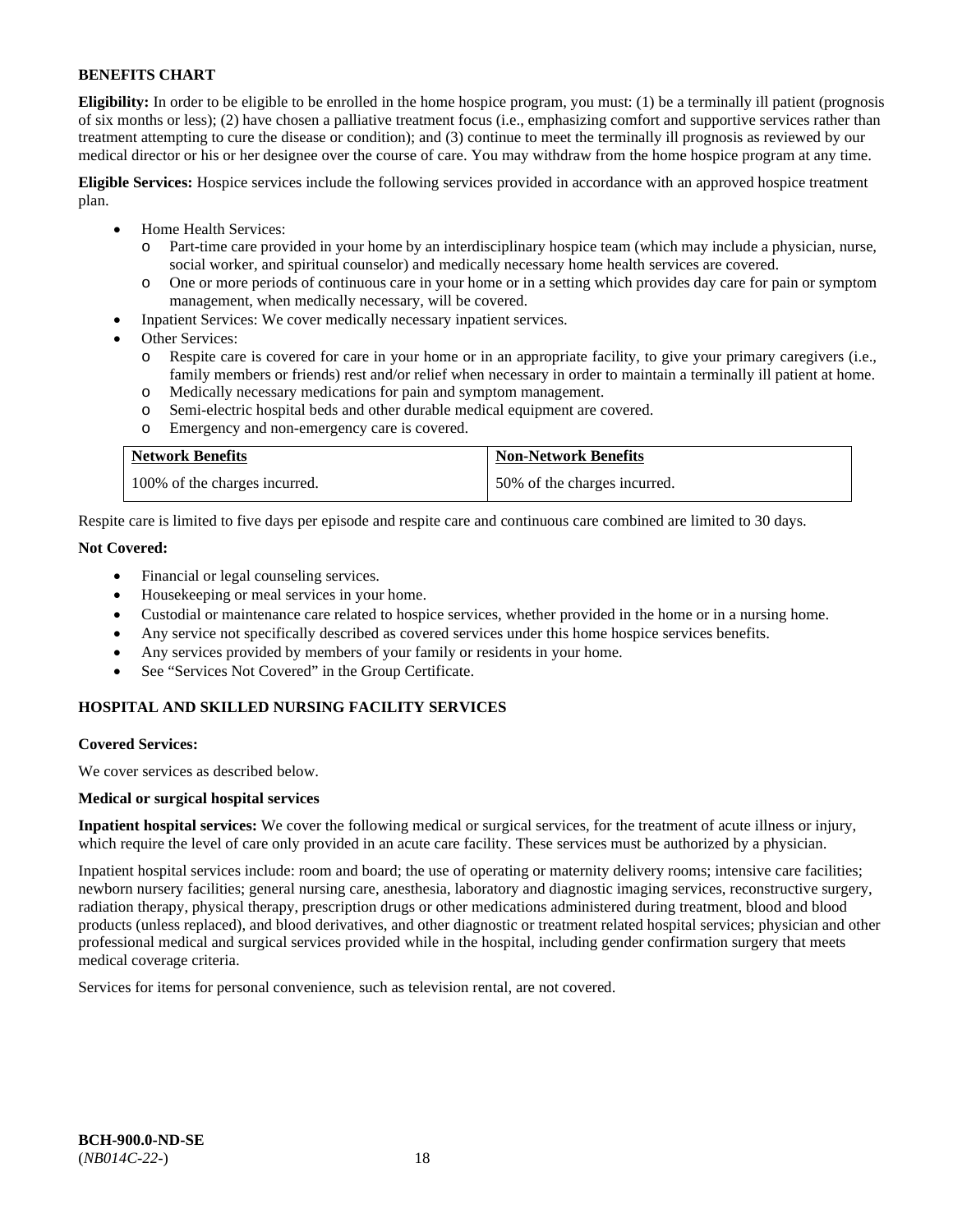**BENEFITS CHART**

**Eligibility:** In order to be eligible to be enrolled in the home hospice program, you must: (1) be a terminally ill patient (prognosis of six months or less); (2) have chosen a palliative treatment focus (i.e., emphasizing comfort and supportive services rather than treatment attempting to cure the disease or condition); and (3) continue to meet the terminally ill prognosis as reviewed by our medical director or his or her designee over the course of care. You may withdraw from the home hospice program at any time.

**Eligible Services:** Hospice services include the following services provided in accordance with an approved hospice treatment plan.

- Home Health Services:
  - Part-time care provided in your home by an interdisciplinary hospice team (which may include a physician, nurse, social worker, and spiritual counselor) and medically necessary home health services are covered.
  - One or more periods of continuous care in your home or in a setting which provides day care for pain or symptom management, when medically necessary, will be covered.
- Inpatient Services: We cover medically necessary inpatient services.
- Other Services:
  - Respite care is covered for care in your home or in an appropriate facility, to give your primary caregivers (i.e., family members or friends) rest and/or relief when necessary in order to maintain a terminally ill patient at home.
  - Medically necessary medications for pain and symptom management.
  - Semi-electric hospital beds and other durable medical equipment are covered.
  - Emergency and non-emergency care is covered.

| Network Benefits | Non-Network Benefits |
|---|---|
| 100% of the charges incurred. | 50% of the charges incurred. |

Respite care is limited to five days per episode and respite care and continuous care combined are limited to 30 days.

**Not Covered:**

- Financial or legal counseling services.
- Housekeeping or meal services in your home.
- Custodial or maintenance care related to hospice services, whether provided in the home or in a nursing home.
- Any service not specifically described as covered services under this home hospice services benefits.
- Any services provided by members of your family or residents in your home.
- See "Services Not Covered" in the Group Certificate.

**HOSPITAL AND SKILLED NURSING FACILITY SERVICES**

**Covered Services:**

We cover services as described below.

**Medical or surgical hospital services**

**Inpatient hospital services:** We cover the following medical or surgical services, for the treatment of acute illness or injury, which require the level of care only provided in an acute care facility. These services must be authorized by a physician.

Inpatient hospital services include: room and board; the use of operating or maternity delivery rooms; intensive care facilities; newborn nursery facilities; general nursing care, anesthesia, laboratory and diagnostic imaging services, reconstructive surgery, radiation therapy, physical therapy, prescription drugs or other medications administered during treatment, blood and blood products (unless replaced), and blood derivatives, and other diagnostic or treatment related hospital services; physician and other professional medical and surgical services provided while in the hospital, including gender confirmation surgery that meets medical coverage criteria.

Services for items for personal convenience, such as television rental, are not covered.

**BCH-900.0-ND-SE**
(*NB014C-22-*)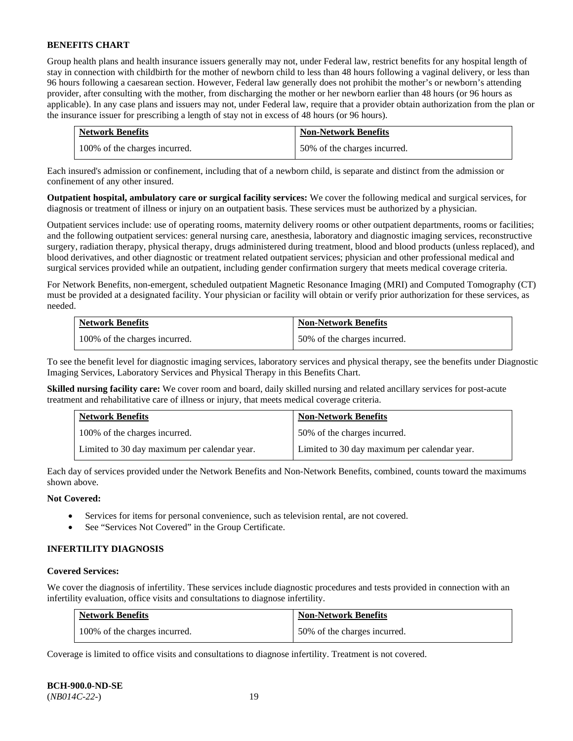**BENEFITS CHART**

Group health plans and health insurance issuers generally may not, under Federal law, restrict benefits for any hospital length of stay in connection with childbirth for the mother of newborn child to less than 48 hours following a vaginal delivery, or less than 96 hours following a caesarean section. However, Federal law generally does not prohibit the mother's or newborn's attending provider, after consulting with the mother, from discharging the mother or her newborn earlier than 48 hours (or 96 hours as applicable). In any case plans and issuers may not, under Federal law, require that a provider obtain authorization from the plan or the insurance issuer for prescribing a length of stay not in excess of 48 hours (or 96 hours).

| Network Benefits | Non-Network Benefits |
|---|---|
| 100% of the charges incurred. | 50% of the charges incurred. |

Each insured's admission or confinement, including that of a newborn child, is separate and distinct from the admission or confinement of any other insured.

**Outpatient hospital, ambulatory care or surgical facility services:** We cover the following medical and surgical services, for diagnosis or treatment of illness or injury on an outpatient basis. These services must be authorized by a physician.

Outpatient services include: use of operating rooms, maternity delivery rooms or other outpatient departments, rooms or facilities; and the following outpatient services: general nursing care, anesthesia, laboratory and diagnostic imaging services, reconstructive surgery, radiation therapy, physical therapy, drugs administered during treatment, blood and blood products (unless replaced), and blood derivatives, and other diagnostic or treatment related outpatient services; physician and other professional medical and surgical services provided while an outpatient, including gender confirmation surgery that meets medical coverage criteria.

For Network Benefits, non-emergent, scheduled outpatient Magnetic Resonance Imaging (MRI) and Computed Tomography (CT) must be provided at a designated facility. Your physician or facility will obtain or verify prior authorization for these services, as needed.

| Network Benefits | Non-Network Benefits |
|---|---|
| 100% of the charges incurred. | 50% of the charges incurred. |

To see the benefit level for diagnostic imaging services, laboratory services and physical therapy, see the benefits under Diagnostic Imaging Services, Laboratory Services and Physical Therapy in this Benefits Chart.

**Skilled nursing facility care:** We cover room and board, daily skilled nursing and related ancillary services for post-acute treatment and rehabilitative care of illness or injury, that meets medical coverage criteria.

| Network Benefits | Non-Network Benefits |
|---|---|
| 100% of the charges incurred. | 50% of the charges incurred. |
| Limited to 30 day maximum per calendar year. | Limited to 30 day maximum per calendar year. |

Each day of services provided under the Network Benefits and Non-Network Benefits, combined, counts toward the maximums shown above.

**Not Covered:**

- Services for items for personal convenience, such as television rental, are not covered.
- See "Services Not Covered" in the Group Certificate.

**INFERTILITY DIAGNOSIS**

**Covered Services:**

We cover the diagnosis of infertility. These services include diagnostic procedures and tests provided in connection with an infertility evaluation, office visits and consultations to diagnose infertility.

| Network Benefits | Non-Network Benefits |
|---|---|
| 100% of the charges incurred. | 50% of the charges incurred. |

Coverage is limited to office visits and consultations to diagnose infertility. Treatment is not covered.

**BCH-900.0-ND-SE**
(*NB014C-22-*)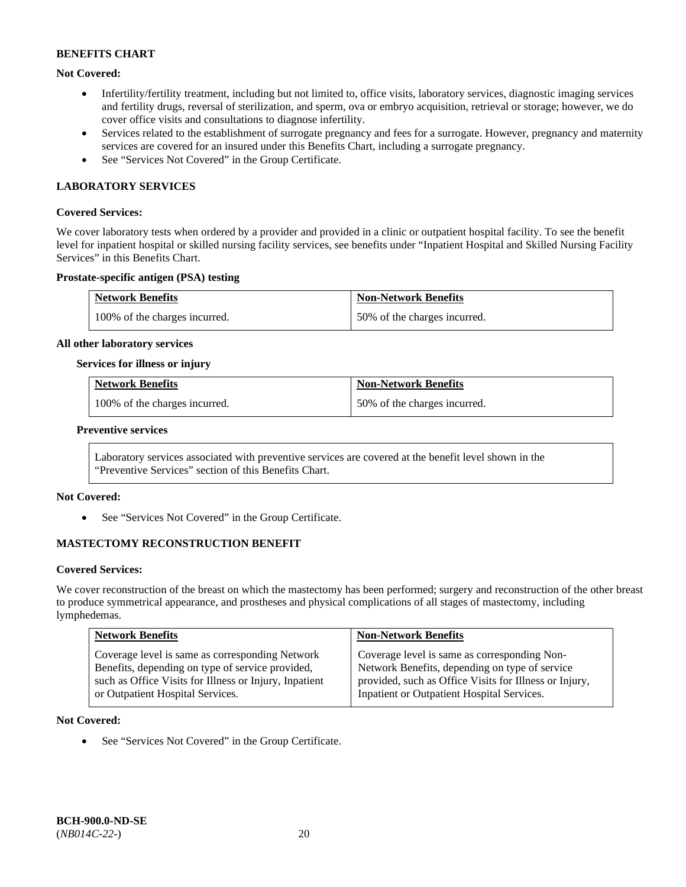**BENEFITS CHART**

**Not Covered:**

- Infertility/fertility treatment, including but not limited to, office visits, laboratory services, diagnostic imaging services and fertility drugs, reversal of sterilization, and sperm, ova or embryo acquisition, retrieval or storage; however, we do cover office visits and consultations to diagnose infertility.
- Services related to the establishment of surrogate pregnancy and fees for a surrogate. However, pregnancy and maternity services are covered for an insured under this Benefits Chart, including a surrogate pregnancy.
- See "Services Not Covered" in the Group Certificate.

## LABORATORY SERVICES

**Covered Services:**

We cover laboratory tests when ordered by a provider and provided in a clinic or outpatient hospital facility. To see the benefit level for inpatient hospital or skilled nursing facility services, see benefits under "Inpatient Hospital and Skilled Nursing Facility Services" in this Benefits Chart.

**Prostate-specific antigen (PSA) testing**

| Network Benefits | Non-Network Benefits |
|---|---|
| 100% of the charges incurred. | 50% of the charges incurred. |

**All other laboratory services**

**Services for illness or injury**

| Network Benefits | Non-Network Benefits |
|---|---|
| 100% of the charges incurred. | 50% of the charges incurred. |

**Preventive services**

Laboratory services associated with preventive services are covered at the benefit level shown in the "Preventive Services" section of this Benefits Chart.

**Not Covered:**

- See "Services Not Covered" in the Group Certificate.

## MASTECTOMY RECONSTRUCTION BENEFIT

**Covered Services:**

We cover reconstruction of the breast on which the mastectomy has been performed; surgery and reconstruction of the other breast to produce symmetrical appearance, and prostheses and physical complications of all stages of mastectomy, including lymphedemas.

| Network Benefits | Non-Network Benefits |
|---|---|
| Coverage level is same as corresponding Network Benefits, depending on type of service provided, such as Office Visits for Illness or Injury, Inpatient or Outpatient Hospital Services. | Coverage level is same as corresponding Non-Network Benefits, depending on type of service provided, such as Office Visits for Illness or Injury, Inpatient or Outpatient Hospital Services. |

**Not Covered:**

- See "Services Not Covered" in the Group Certificate.

**BCH-900.0-ND-SE**
(*NB014C-22-*)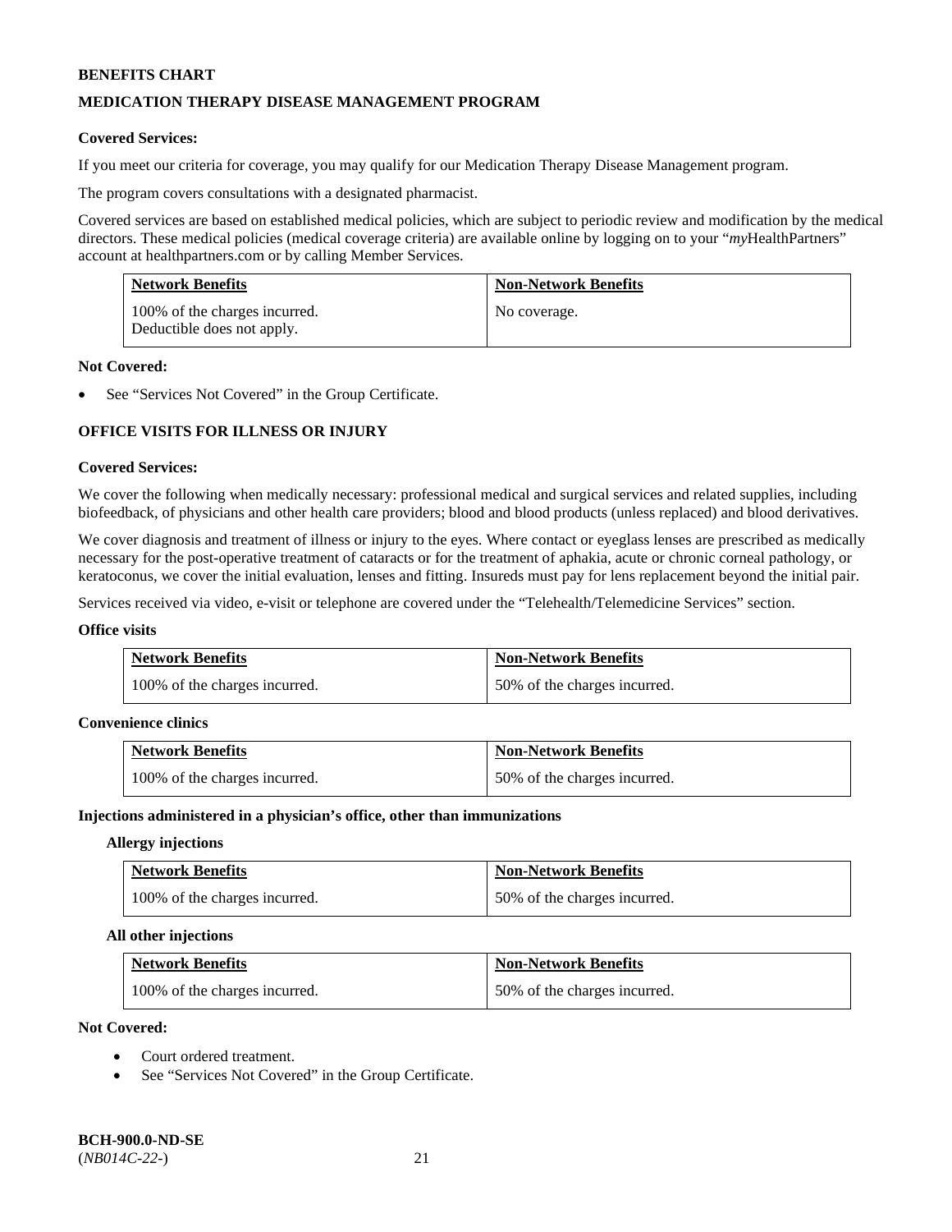**BENEFITS CHART**

## MEDICATION THERAPY DISEASE MANAGEMENT PROGRAM

**Covered Services:**

If you meet our criteria for coverage, you may qualify for our Medication Therapy Disease Management program.

The program covers consultations with a designated pharmacist.

Covered services are based on established medical policies, which are subject to periodic review and modification by the medical directors. These medical policies (medical coverage criteria) are available online by logging on to your "*my*HealthPartners" account at healthpartners.com or by calling Member Services.

| Network Benefits | Non-Network Benefits |
| --- | --- |
| 100% of the charges incurred. Deductible does not apply. | No coverage. |

**Not Covered:**

- See "Services Not Covered" in the Group Certificate.

## OFFICE VISITS FOR ILLNESS OR INJURY

**Covered Services:**

We cover the following when medically necessary: professional medical and surgical services and related supplies, including biofeedback, of physicians and other health care providers; blood and blood products (unless replaced) and blood derivatives.

We cover diagnosis and treatment of illness or injury to the eyes. Where contact or eyeglass lenses are prescribed as medically necessary for the post-operative treatment of cataracts or for the treatment of aphakia, acute or chronic corneal pathology, or keratoconus, we cover the initial evaluation, lenses and fitting. Insureds must pay for lens replacement beyond the initial pair.

Services received via video, e-visit or telephone are covered under the "Telehealth/Telemedicine Services" section.

**Office visits**

| Network Benefits | Non-Network Benefits |
| --- | --- |
| 100% of the charges incurred. | 50% of the charges incurred. |

**Convenience clinics**

| Network Benefits | Non-Network Benefits |
| --- | --- |
| 100% of the charges incurred. | 50% of the charges incurred. |

**Injections administered in a physician's office, other than immunizations**

**Allergy injections**

| Network Benefits | Non-Network Benefits |
| --- | --- |
| 100% of the charges incurred. | 50% of the charges incurred. |

**All other injections**

| Network Benefits | Non-Network Benefits |
| --- | --- |
| 100% of the charges incurred. | 50% of the charges incurred. |

**Not Covered:**

- Court ordered treatment.
- See "Services Not Covered" in the Group Certificate.

**BCH-900.0-ND-SE**
(*NB014C-22-*)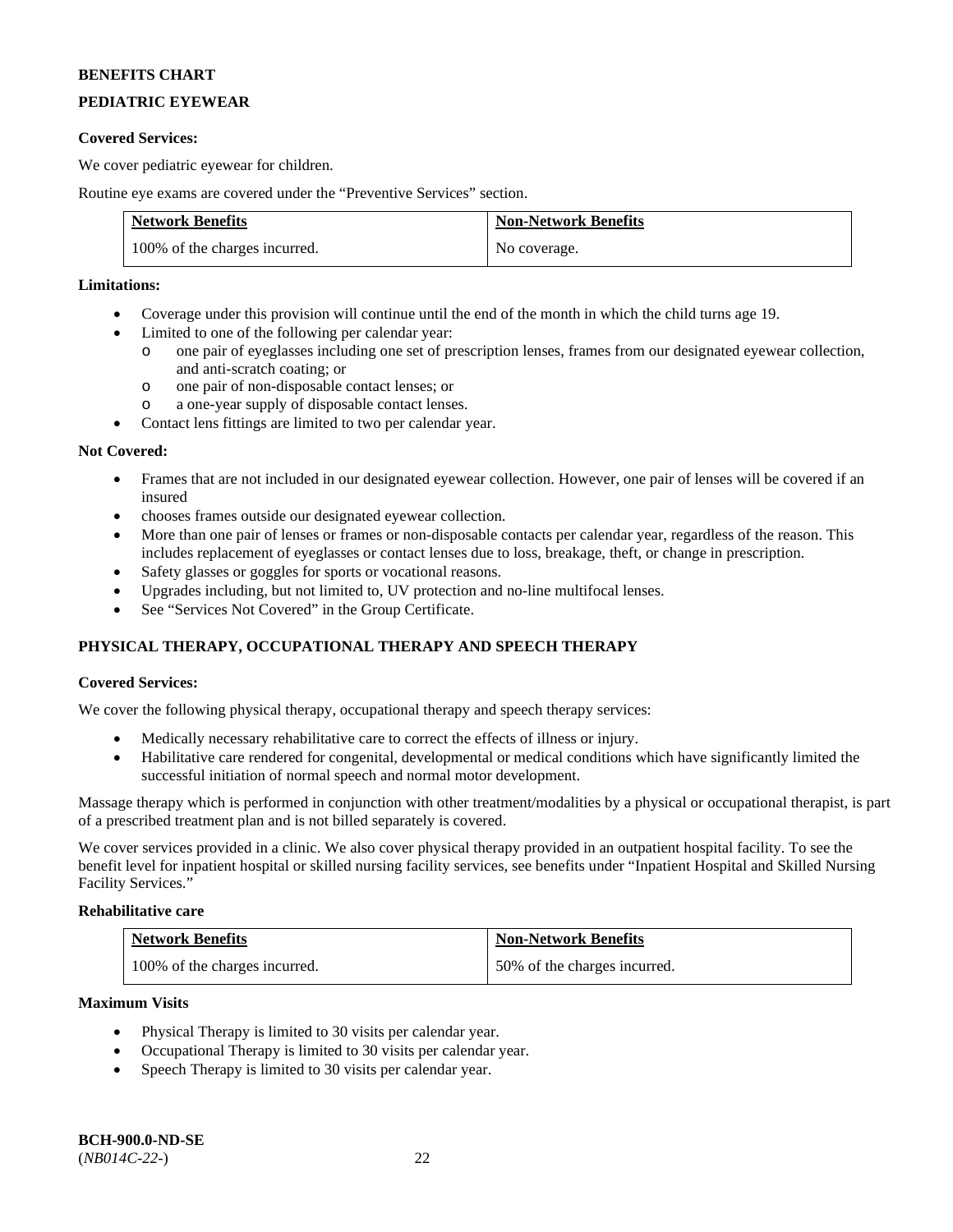**BENEFITS CHART**

**PEDIATRIC EYEWEAR**

**Covered Services:**

We cover pediatric eyewear for children.

Routine eye exams are covered under the "Preventive Services" section.

| Network Benefits | Non-Network Benefits |
|---|---|
| 100% of the charges incurred. | No coverage. |

**Limitations:**

- Coverage under this provision will continue until the end of the month in which the child turns age 19.
- Limited to one of the following per calendar year:
  - one pair of eyeglasses including one set of prescription lenses, frames from our designated eyewear collection, and anti-scratch coating; or
  - one pair of non-disposable contact lenses; or
  - a one-year supply of disposable contact lenses.
- Contact lens fittings are limited to two per calendar year.

**Not Covered:**

- Frames that are not included in our designated eyewear collection. However, one pair of lenses will be covered if an insured
- chooses frames outside our designated eyewear collection.
- More than one pair of lenses or frames or non-disposable contacts per calendar year, regardless of the reason. This includes replacement of eyeglasses or contact lenses due to loss, breakage, theft, or change in prescription.
- Safety glasses or goggles for sports or vocational reasons.
- Upgrades including, but not limited to, UV protection and no-line multifocal lenses.
- See "Services Not Covered" in the Group Certificate.

**PHYSICAL THERAPY, OCCUPATIONAL THERAPY AND SPEECH THERAPY**

**Covered Services:**

We cover the following physical therapy, occupational therapy and speech therapy services:

- Medically necessary rehabilitative care to correct the effects of illness or injury.
- Habilitative care rendered for congenital, developmental or medical conditions which have significantly limited the successful initiation of normal speech and normal motor development.

Massage therapy which is performed in conjunction with other treatment/modalities by a physical or occupational therapist, is part of a prescribed treatment plan and is not billed separately is covered.

We cover services provided in a clinic. We also cover physical therapy provided in an outpatient hospital facility. To see the benefit level for inpatient hospital or skilled nursing facility services, see benefits under "Inpatient Hospital and Skilled Nursing Facility Services."

**Rehabilitative care**

| Network Benefits | Non-Network Benefits |
|---|---|
| 100% of the charges incurred. | 50% of the charges incurred. |

**Maximum Visits**

- Physical Therapy is limited to 30 visits per calendar year.
- Occupational Therapy is limited to 30 visits per calendar year.
- Speech Therapy is limited to 30 visits per calendar year.

**BCH-900.0-ND-SE**
(*NB014C-22-*)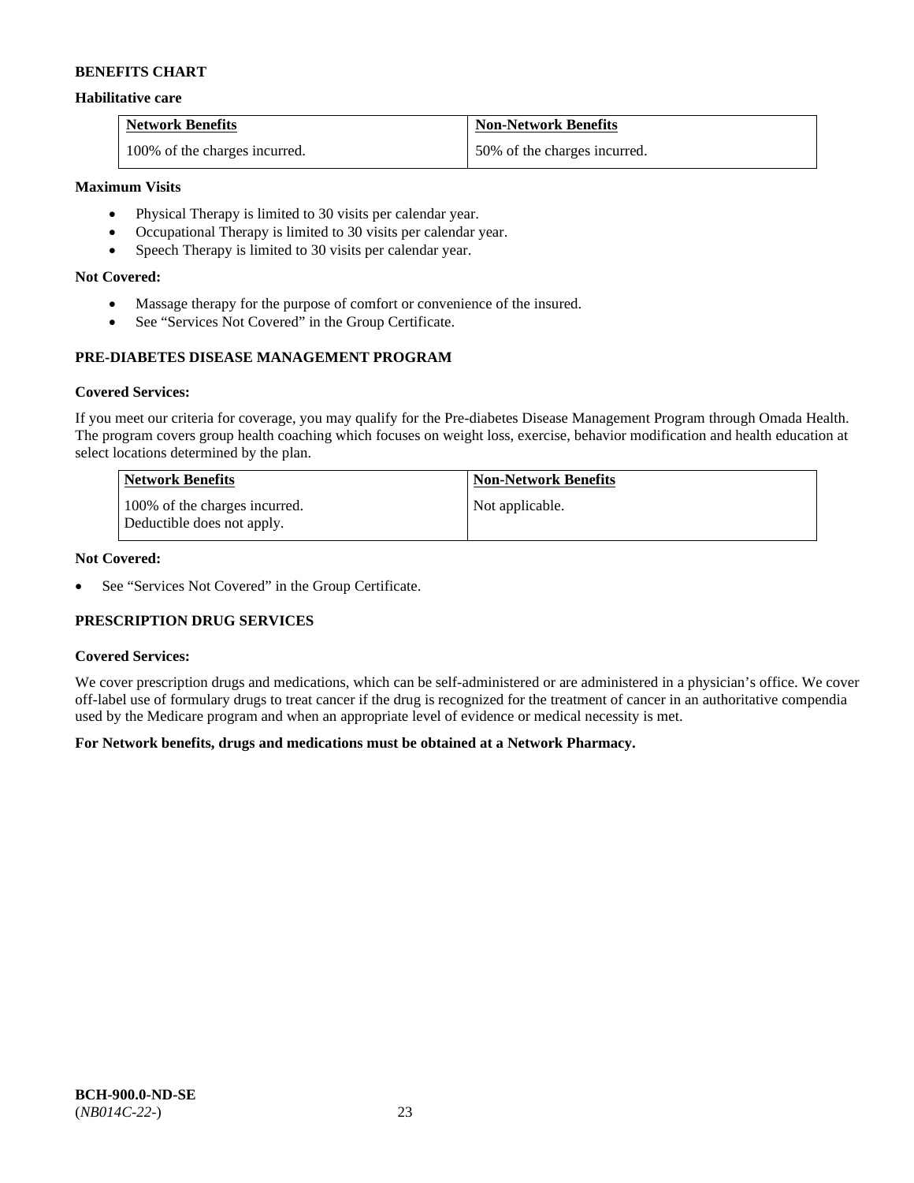**BENEFITS CHART**

**Habilitative care**

| Network Benefits | Non-Network Benefits |
|---|---|
| 100% of the charges incurred. | 50% of the charges incurred. |

**Maximum Visits**

- Physical Therapy is limited to 30 visits per calendar year.
- Occupational Therapy is limited to 30 visits per calendar year.
- Speech Therapy is limited to 30 visits per calendar year.

**Not Covered:**

- Massage therapy for the purpose of comfort or convenience of the insured.
- See "Services Not Covered" in the Group Certificate.

## PRE-DIABETES DISEASE MANAGEMENT PROGRAM

**Covered Services:**

If you meet our criteria for coverage, you may qualify for the Pre-diabetes Disease Management Program through Omada Health. The program covers group health coaching which focuses on weight loss, exercise, behavior modification and health education at select locations determined by the plan.

| Network Benefits | Non-Network Benefits |
|---|---|
| 100% of the charges incurred. Deductible does not apply. | Not applicable. |

**Not Covered:**

- See "Services Not Covered" in the Group Certificate.

## PRESCRIPTION DRUG SERVICES

**Covered Services:**

We cover prescription drugs and medications, which can be self-administered or are administered in a physician's office. We cover off-label use of formulary drugs to treat cancer if the drug is recognized for the treatment of cancer in an authoritative compendia used by the Medicare program and when an appropriate level of evidence or medical necessity is met.

**For Network benefits, drugs and medications must be obtained at a Network Pharmacy.**

**BCH-900.0-ND-SE**
(*NB014C-22-*)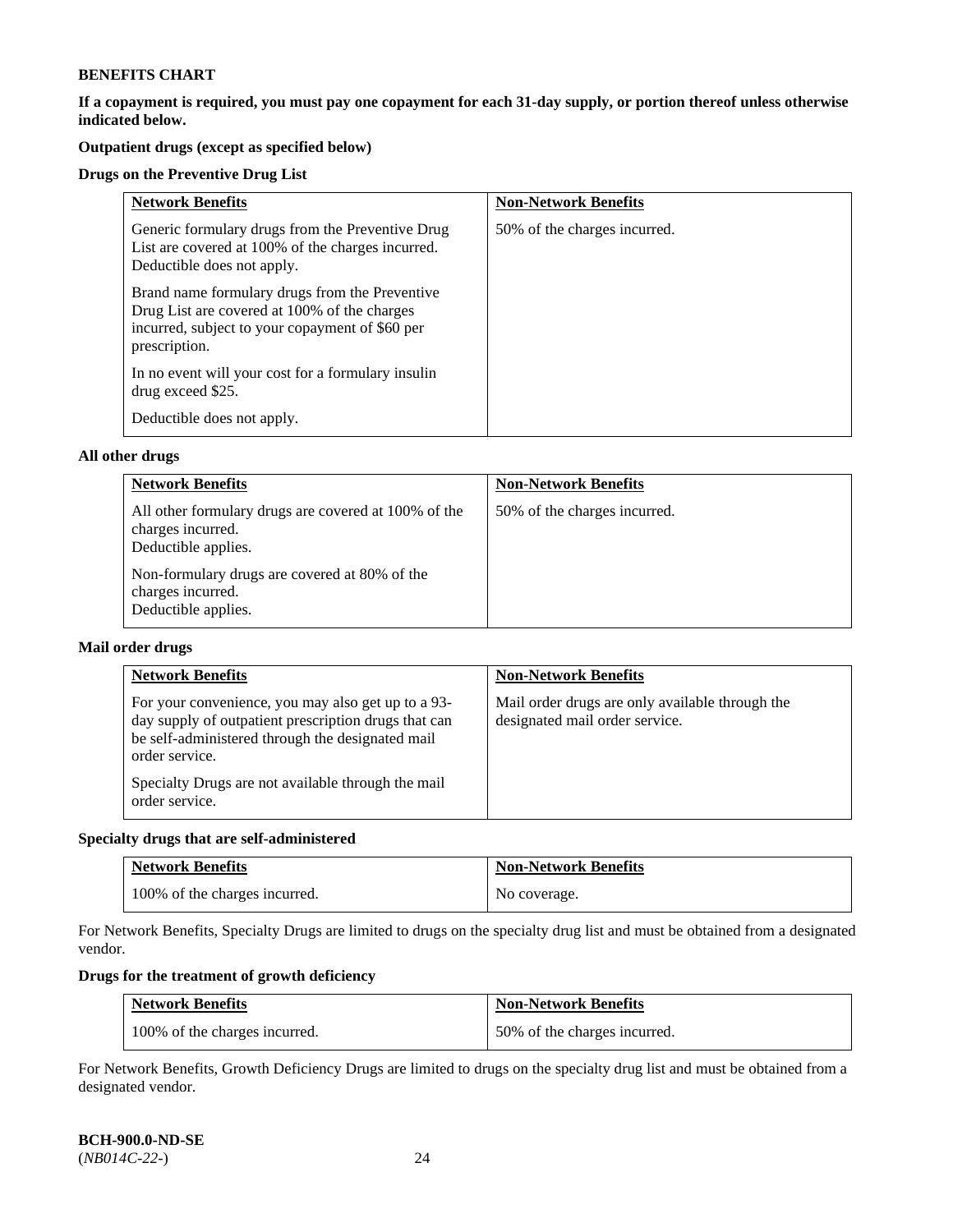**BENEFITS CHART**

**If a copayment is required, you must pay one copayment for each 31-day supply, or portion thereof unless otherwise indicated below.**

**Outpatient drugs (except as specified below)**

**Drugs on the Preventive Drug List**

| Network Benefits | Non-Network Benefits |
|---|---|
| Generic formulary drugs from the Preventive Drug List are covered at 100% of the charges incurred. Deductible does not apply.<br><br>Brand name formulary drugs from the Preventive Drug List are covered at 100% of the charges incurred, subject to your copayment of $60 per prescription.<br><br>In no event will your cost for a formulary insulin drug exceed $25.<br><br>Deductible does not apply. | 50% of the charges incurred. |

**All other drugs**

| Network Benefits | Non-Network Benefits |
|---|---|
| All other formulary drugs are covered at 100% of the charges incurred.<br>Deductible applies.<br><br>Non-formulary drugs are covered at 80% of the charges incurred.<br>Deductible applies. | 50% of the charges incurred. |

**Mail order drugs**

| Network Benefits | Non-Network Benefits |
|---|---|
| For your convenience, you may also get up to a 93-day supply of outpatient prescription drugs that can be self-administered through the designated mail order service.<br><br>Specialty Drugs are not available through the mail order service. | Mail order drugs are only available through the designated mail order service. |

**Specialty drugs that are self-administered**

| Network Benefits | Non-Network Benefits |
|---|---|
| 100% of the charges incurred. | No coverage. |

For Network Benefits, Specialty Drugs are limited to drugs on the specialty drug list and must be obtained from a designated vendor.

**Drugs for the treatment of growth deficiency**

| Network Benefits | Non-Network Benefits |
|---|---|
| 100% of the charges incurred. | 50% of the charges incurred. |

For Network Benefits, Growth Deficiency Drugs are limited to drugs on the specialty drug list and must be obtained from a designated vendor.

**BCH-900.0-ND-SE**
(*NB014C-22-*)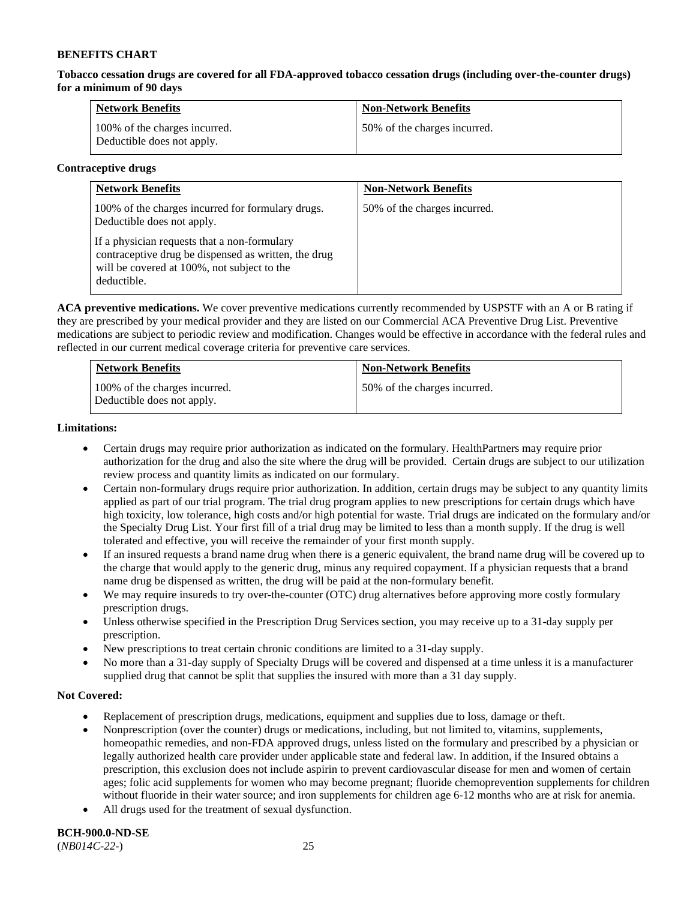**BENEFITS CHART**

**Tobacco cessation drugs are covered for all FDA-approved tobacco cessation drugs (including over-the-counter drugs) for a minimum of 90 days**

| Network Benefits | Non-Network Benefits |
|---|---|
| 100% of the charges incurred. Deductible does not apply. | 50% of the charges incurred. |

**Contraceptive drugs**

| Network Benefits | Non-Network Benefits |
|---|---|
| 100% of the charges incurred for formulary drugs. Deductible does not apply.<br><br>If a physician requests that a non-formulary contraceptive drug be dispensed as written, the drug will be covered at 100%, not subject to the deductible. | 50% of the charges incurred. |

**ACA preventive medications.** We cover preventive medications currently recommended by USPSTF with an A or B rating if they are prescribed by your medical provider and they are listed on our Commercial ACA Preventive Drug List. Preventive medications are subject to periodic review and modification. Changes would be effective in accordance with the federal rules and reflected in our current medical coverage criteria for preventive care services.

| Network Benefits | Non-Network Benefits |
|---|---|
| 100% of the charges incurred. Deductible does not apply. | 50% of the charges incurred. |

**Limitations:**

- Certain drugs may require prior authorization as indicated on the formulary. HealthPartners may require prior authorization for the drug and also the site where the drug will be provided. Certain drugs are subject to our utilization review process and quantity limits as indicated on our formulary.
- Certain non-formulary drugs require prior authorization. In addition, certain drugs may be subject to any quantity limits applied as part of our trial program. The trial drug program applies to new prescriptions for certain drugs which have high toxicity, low tolerance, high costs and/or high potential for waste. Trial drugs are indicated on the formulary and/or the Specialty Drug List. Your first fill of a trial drug may be limited to less than a month supply. If the drug is well tolerated and effective, you will receive the remainder of your first month supply.
- If an insured requests a brand name drug when there is a generic equivalent, the brand name drug will be covered up to the charge that would apply to the generic drug, minus any required copayment. If a physician requests that a brand name drug be dispensed as written, the drug will be paid at the non-formulary benefit.
- We may require insureds to try over-the-counter (OTC) drug alternatives before approving more costly formulary prescription drugs.
- Unless otherwise specified in the Prescription Drug Services section, you may receive up to a 31-day supply per prescription.
- New prescriptions to treat certain chronic conditions are limited to a 31-day supply.
- No more than a 31-day supply of Specialty Drugs will be covered and dispensed at a time unless it is a manufacturer supplied drug that cannot be split that supplies the insured with more than a 31 day supply.

**Not Covered:**

- Replacement of prescription drugs, medications, equipment and supplies due to loss, damage or theft.
- Nonprescription (over the counter) drugs or medications, including, but not limited to, vitamins, supplements, homeopathic remedies, and non-FDA approved drugs, unless listed on the formulary and prescribed by a physician or legally authorized health care provider under applicable state and federal law. In addition, if the Insured obtains a prescription, this exclusion does not include aspirin to prevent cardiovascular disease for men and women of certain ages; folic acid supplements for women who may become pregnant; fluoride chemoprevention supplements for children without fluoride in their water source; and iron supplements for children age 6-12 months who are at risk for anemia.
- All drugs used for the treatment of sexual dysfunction.

**BCH-900.0-ND-SE**
(*NB014C-22-*)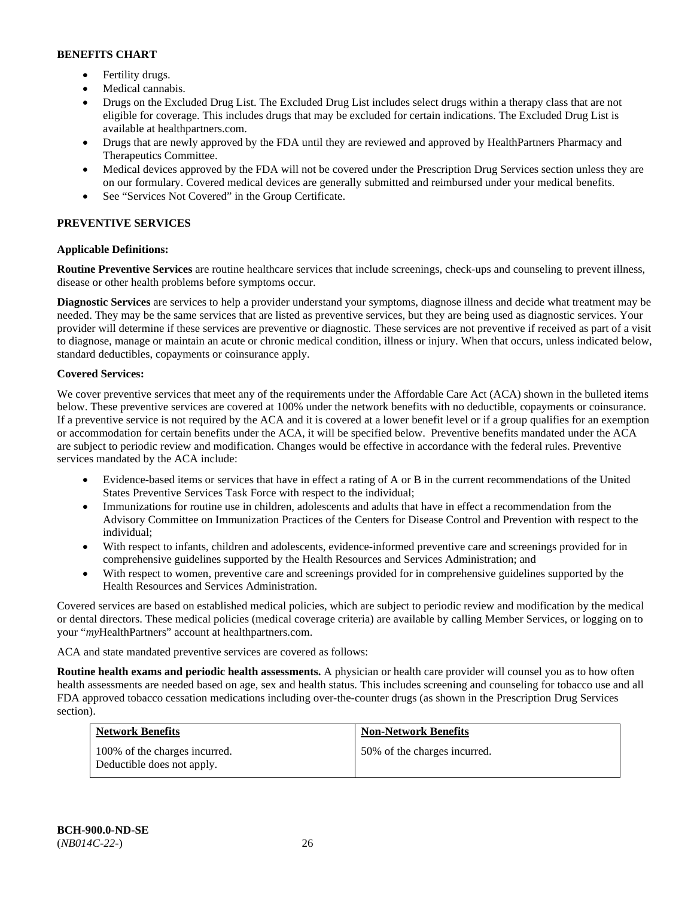**BENEFITS CHART**

- Fertility drugs.
- Medical cannabis.
- Drugs on the Excluded Drug List. The Excluded Drug List includes select drugs within a therapy class that are not eligible for coverage. This includes drugs that may be excluded for certain indications. The Excluded Drug List is available at healthpartners.com.
- Drugs that are newly approved by the FDA until they are reviewed and approved by HealthPartners Pharmacy and Therapeutics Committee.
- Medical devices approved by the FDA will not be covered under the Prescription Drug Services section unless they are on our formulary. Covered medical devices are generally submitted and reimbursed under your medical benefits.
- See "Services Not Covered" in the Group Certificate.

**PREVENTIVE SERVICES**

**Applicable Definitions:**

**Routine Preventive Services** are routine healthcare services that include screenings, check-ups and counseling to prevent illness, disease or other health problems before symptoms occur.

**Diagnostic Services** are services to help a provider understand your symptoms, diagnose illness and decide what treatment may be needed. They may be the same services that are listed as preventive services, but they are being used as diagnostic services. Your provider will determine if these services are preventive or diagnostic. These services are not preventive if received as part of a visit to diagnose, manage or maintain an acute or chronic medical condition, illness or injury. When that occurs, unless indicated below, standard deductibles, copayments or coinsurance apply.

**Covered Services:**

We cover preventive services that meet any of the requirements under the Affordable Care Act (ACA) shown in the bulleted items below. These preventive services are covered at 100% under the network benefits with no deductible, copayments or coinsurance. If a preventive service is not required by the ACA and it is covered at a lower benefit level or if a group qualifies for an exemption or accommodation for certain benefits under the ACA, it will be specified below. Preventive benefits mandated under the ACA are subject to periodic review and modification. Changes would be effective in accordance with the federal rules. Preventive services mandated by the ACA include:

- Evidence-based items or services that have in effect a rating of A or B in the current recommendations of the United States Preventive Services Task Force with respect to the individual;
- Immunizations for routine use in children, adolescents and adults that have in effect a recommendation from the Advisory Committee on Immunization Practices of the Centers for Disease Control and Prevention with respect to the individual;
- With respect to infants, children and adolescents, evidence-informed preventive care and screenings provided for in comprehensive guidelines supported by the Health Resources and Services Administration; and
- With respect to women, preventive care and screenings provided for in comprehensive guidelines supported by the Health Resources and Services Administration.

Covered services are based on established medical policies, which are subject to periodic review and modification by the medical or dental directors. These medical policies (medical coverage criteria) are available by calling Member Services, or logging on to your "*my*HealthPartners" account at healthpartners.com.

ACA and state mandated preventive services are covered as follows:

**Routine health exams and periodic health assessments.** A physician or health care provider will counsel you as to how often health assessments are needed based on age, sex and health status. This includes screening and counseling for tobacco use and all FDA approved tobacco cessation medications including over-the-counter drugs (as shown in the Prescription Drug Services section).

| Network Benefits | Non-Network Benefits |
| --- | --- |
| 100% of the charges incurred. Deductible does not apply. | 50% of the charges incurred. |

**BCH-900.0-ND-SE**
(*NB014C-22-*)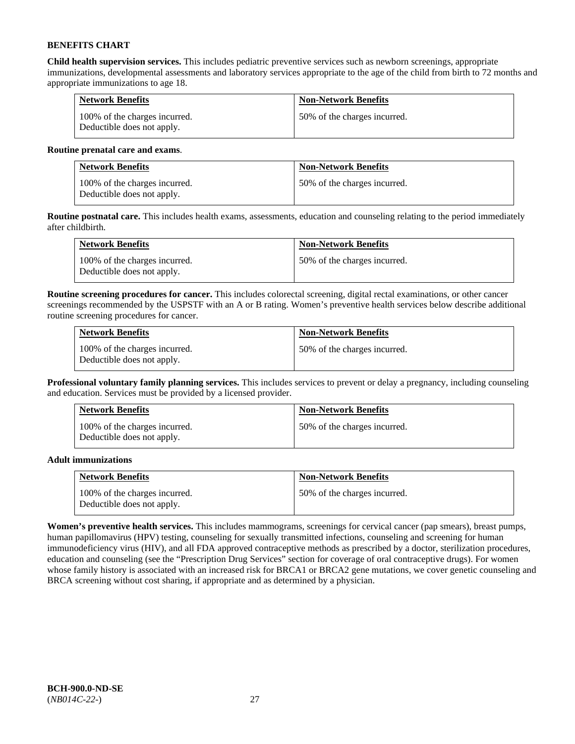**BENEFITS CHART**

**Child health supervision services.** This includes pediatric preventive services such as newborn screenings, appropriate immunizations, developmental assessments and laboratory services appropriate to the age of the child from birth to 72 months and appropriate immunizations to age 18.

| Network Benefits | Non-Network Benefits |
| --- | --- |
| 100% of the charges incurred. Deductible does not apply. | 50% of the charges incurred. |

**Routine prenatal care and exams**.

| Network Benefits | Non-Network Benefits |
| --- | --- |
| 100% of the charges incurred. Deductible does not apply. | 50% of the charges incurred. |

**Routine postnatal care.** This includes health exams, assessments, education and counseling relating to the period immediately after childbirth.

| Network Benefits | Non-Network Benefits |
| --- | --- |
| 100% of the charges incurred. Deductible does not apply. | 50% of the charges incurred. |

**Routine screening procedures for cancer.** This includes colorectal screening, digital rectal examinations, or other cancer screenings recommended by the USPSTF with an A or B rating. Women's preventive health services below describe additional routine screening procedures for cancer.

| Network Benefits | Non-Network Benefits |
| --- | --- |
| 100% of the charges incurred. Deductible does not apply. | 50% of the charges incurred. |

**Professional voluntary family planning services.** This includes services to prevent or delay a pregnancy, including counseling and education. Services must be provided by a licensed provider.

| Network Benefits | Non-Network Benefits |
| --- | --- |
| 100% of the charges incurred. Deductible does not apply. | 50% of the charges incurred. |

**Adult immunizations**

| Network Benefits | Non-Network Benefits |
| --- | --- |
| 100% of the charges incurred. Deductible does not apply. | 50% of the charges incurred. |

**Women's preventive health services.** This includes mammograms, screenings for cervical cancer (pap smears), breast pumps, human papillomavirus (HPV) testing, counseling for sexually transmitted infections, counseling and screening for human immunodeficiency virus (HIV), and all FDA approved contraceptive methods as prescribed by a doctor, sterilization procedures, education and counseling (see the "Prescription Drug Services" section for coverage of oral contraceptive drugs). For women whose family history is associated with an increased risk for BRCA1 or BRCA2 gene mutations, we cover genetic counseling and BRCA screening without cost sharing, if appropriate and as determined by a physician.

**BCH-900.0-ND-SE**
(*NB014C-22-*)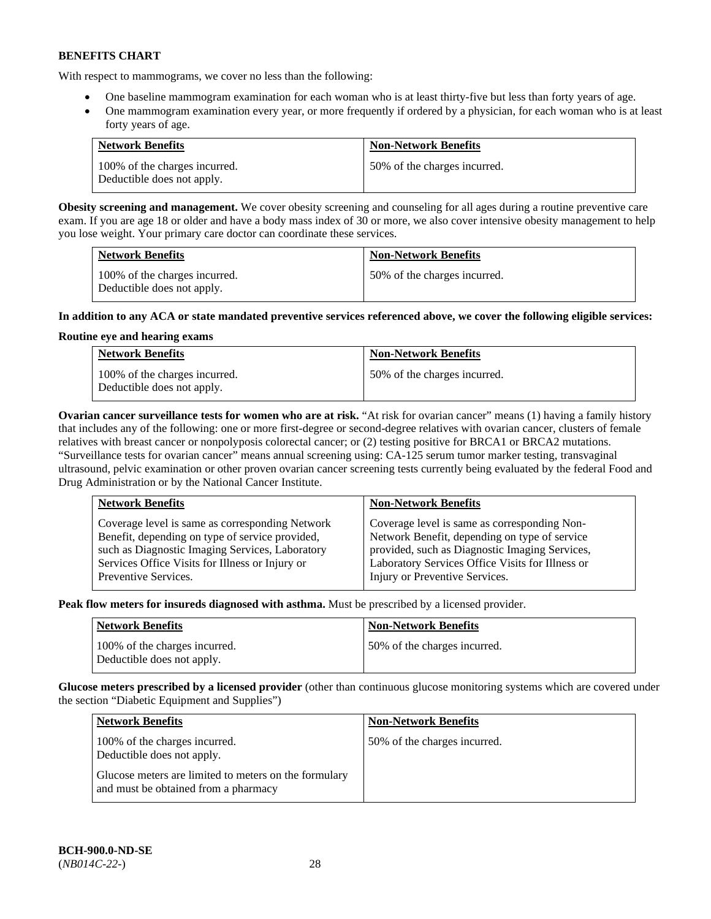**BENEFITS CHART**

With respect to mammograms, we cover no less than the following:

- One baseline mammogram examination for each woman who is at least thirty-five but less than forty years of age.
- One mammogram examination every year, or more frequently if ordered by a physician, for each woman who is at least forty years of age.

| Network Benefits | Non-Network Benefits |
|---|---|
| 100% of the charges incurred. Deductible does not apply. | 50% of the charges incurred. |

**Obesity screening and management.** We cover obesity screening and counseling for all ages during a routine preventive care exam. If you are age 18 or older and have a body mass index of 30 or more, we also cover intensive obesity management to help you lose weight. Your primary care doctor can coordinate these services.

| Network Benefits | Non-Network Benefits |
|---|---|
| 100% of the charges incurred. Deductible does not apply. | 50% of the charges incurred. |

**In addition to any ACA or state mandated preventive services referenced above, we cover the following eligible services:**

**Routine eye and hearing exams**

| Network Benefits | Non-Network Benefits |
|---|---|
| 100% of the charges incurred. Deductible does not apply. | 50% of the charges incurred. |

**Ovarian cancer surveillance tests for women who are at risk.** "At risk for ovarian cancer" means (1) having a family history that includes any of the following: one or more first-degree or second-degree relatives with ovarian cancer, clusters of female relatives with breast cancer or nonpolyposis colorectal cancer; or (2) testing positive for BRCA1 or BRCA2 mutations. "Surveillance tests for ovarian cancer" means annual screening using: CA-125 serum tumor marker testing, transvaginal ultrasound, pelvic examination or other proven ovarian cancer screening tests currently being evaluated by the federal Food and Drug Administration or by the National Cancer Institute.

| Network Benefits | Non-Network Benefits |
|---|---|
| Coverage level is same as corresponding Network Benefit, depending on type of service provided, such as Diagnostic Imaging Services, Laboratory Services Office Visits for Illness or Injury or Preventive Services. | Coverage level is same as corresponding Non-Network Benefit, depending on type of service provided, such as Diagnostic Imaging Services, Laboratory Services Office Visits for Illness or Injury or Preventive Services. |

**Peak flow meters for insureds diagnosed with asthma.** Must be prescribed by a licensed provider.

| Network Benefits | Non-Network Benefits |
|---|---|
| 100% of the charges incurred. Deductible does not apply. | 50% of the charges incurred. |

**Glucose meters prescribed by a licensed provider** (other than continuous glucose monitoring systems which are covered under the section "Diabetic Equipment and Supplies")

| Network Benefits | Non-Network Benefits |
|---|---|
| 100% of the charges incurred. Deductible does not apply. Glucose meters are limited to meters on the formulary and must be obtained from a pharmacy | 50% of the charges incurred. |

**BCH-900.0-ND-SE**
(*NB014C-22-*)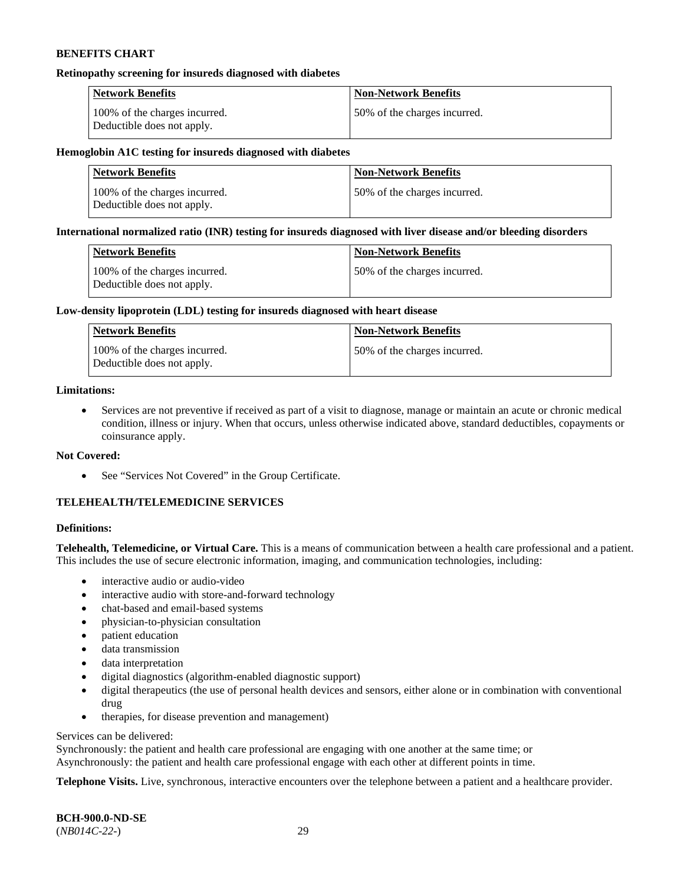**BENEFITS CHART**

**Retinopathy screening for insureds diagnosed with diabetes**

| Network Benefits | Non-Network Benefits |
| --- | --- |
| 100% of the charges incurred. Deductible does not apply. | 50% of the charges incurred. |

**Hemoglobin A1C testing for insureds diagnosed with diabetes**

| Network Benefits | Non-Network Benefits |
| --- | --- |
| 100% of the charges incurred. Deductible does not apply. | 50% of the charges incurred. |

**International normalized ratio (INR) testing for insureds diagnosed with liver disease and/or bleeding disorders**

| Network Benefits | Non-Network Benefits |
| --- | --- |
| 100% of the charges incurred. Deductible does not apply. | 50% of the charges incurred. |

**Low-density lipoprotein (LDL) testing for insureds diagnosed with heart disease**

| Network Benefits | Non-Network Benefits |
| --- | --- |
| 100% of the charges incurred. Deductible does not apply. | 50% of the charges incurred. |

**Limitations:**

- Services are not preventive if received as part of a visit to diagnose, manage or maintain an acute or chronic medical condition, illness or injury. When that occurs, unless otherwise indicated above, standard deductibles, copayments or coinsurance apply.

**Not Covered:**

- See "Services Not Covered" in the Group Certificate.

**TELEHEALTH/TELEMEDICINE SERVICES**

**Definitions:**

**Telehealth, Telemedicine, or Virtual Care.** This is a means of communication between a health care professional and a patient. This includes the use of secure electronic information, imaging, and communication technologies, including:

- interactive audio or audio-video
- interactive audio with store-and-forward technology
- chat-based and email-based systems
- physician-to-physician consultation
- patient education
- data transmission
- data interpretation
- digital diagnostics (algorithm-enabled diagnostic support)
- digital therapeutics (the use of personal health devices and sensors, either alone or in combination with conventional drug
- therapies, for disease prevention and management)

Services can be delivered:
Synchronously: the patient and health care professional are engaging with one another at the same time; or
Asynchronously: the patient and health care professional engage with each other at different points in time.

**Telephone Visits.** Live, synchronous, interactive encounters over the telephone between a patient and a healthcare provider.

**BCH-900.0-ND-SE**
(*NB014C-22-*)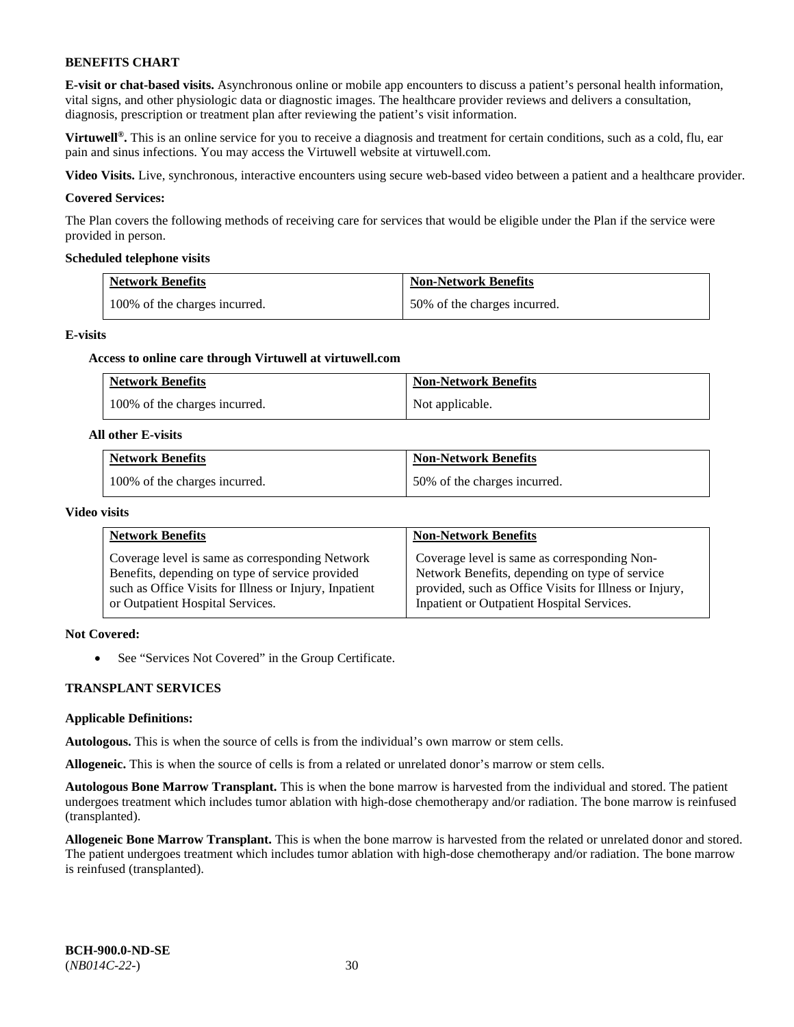**BENEFITS CHART**

**E-visit or chat-based visits.** Asynchronous online or mobile app encounters to discuss a patient's personal health information, vital signs, and other physiologic data or diagnostic images. The healthcare provider reviews and delivers a consultation, diagnosis, prescription or treatment plan after reviewing the patient's visit information.

**Virtuwell®.** This is an online service for you to receive a diagnosis and treatment for certain conditions, such as a cold, flu, ear pain and sinus infections. You may access the Virtuwell website at virtuwell.com.

**Video Visits.** Live, synchronous, interactive encounters using secure web-based video between a patient and a healthcare provider.

**Covered Services:**

The Plan covers the following methods of receiving care for services that would be eligible under the Plan if the service were provided in person.

**Scheduled telephone visits**

| Network Benefits | Non-Network Benefits |
|---|---|
| 100% of the charges incurred. | 50% of the charges incurred. |

**E-visits**

**Access to online care through Virtuwell at virtuwell.com**

| Network Benefits | Non-Network Benefits |
|---|---|
| 100% of the charges incurred. | Not applicable. |

**All other E-visits**

| Network Benefits | Non-Network Benefits |
|---|---|
| 100% of the charges incurred. | 50% of the charges incurred. |

**Video visits**

| Network Benefits | Non-Network Benefits |
|---|---|
| Coverage level is same as corresponding Network Benefits, depending on type of service provided such as Office Visits for Illness or Injury, Inpatient or Outpatient Hospital Services. | Coverage level is same as corresponding Non-Network Benefits, depending on type of service provided, such as Office Visits for Illness or Injury, Inpatient or Outpatient Hospital Services. |

**Not Covered:**

- See "Services Not Covered" in the Group Certificate.

**TRANSPLANT SERVICES**

**Applicable Definitions:**

**Autologous.** This is when the source of cells is from the individual's own marrow or stem cells.

**Allogeneic.** This is when the source of cells is from a related or unrelated donor's marrow or stem cells.

**Autologous Bone Marrow Transplant.** This is when the bone marrow is harvested from the individual and stored. The patient undergoes treatment which includes tumor ablation with high-dose chemotherapy and/or radiation. The bone marrow is reinfused (transplanted).

**Allogeneic Bone Marrow Transplant.** This is when the bone marrow is harvested from the related or unrelated donor and stored. The patient undergoes treatment which includes tumor ablation with high-dose chemotherapy and/or radiation. The bone marrow is reinfused (transplanted).

**BCH-900.0-ND-SE**
(*NB014C-22-*)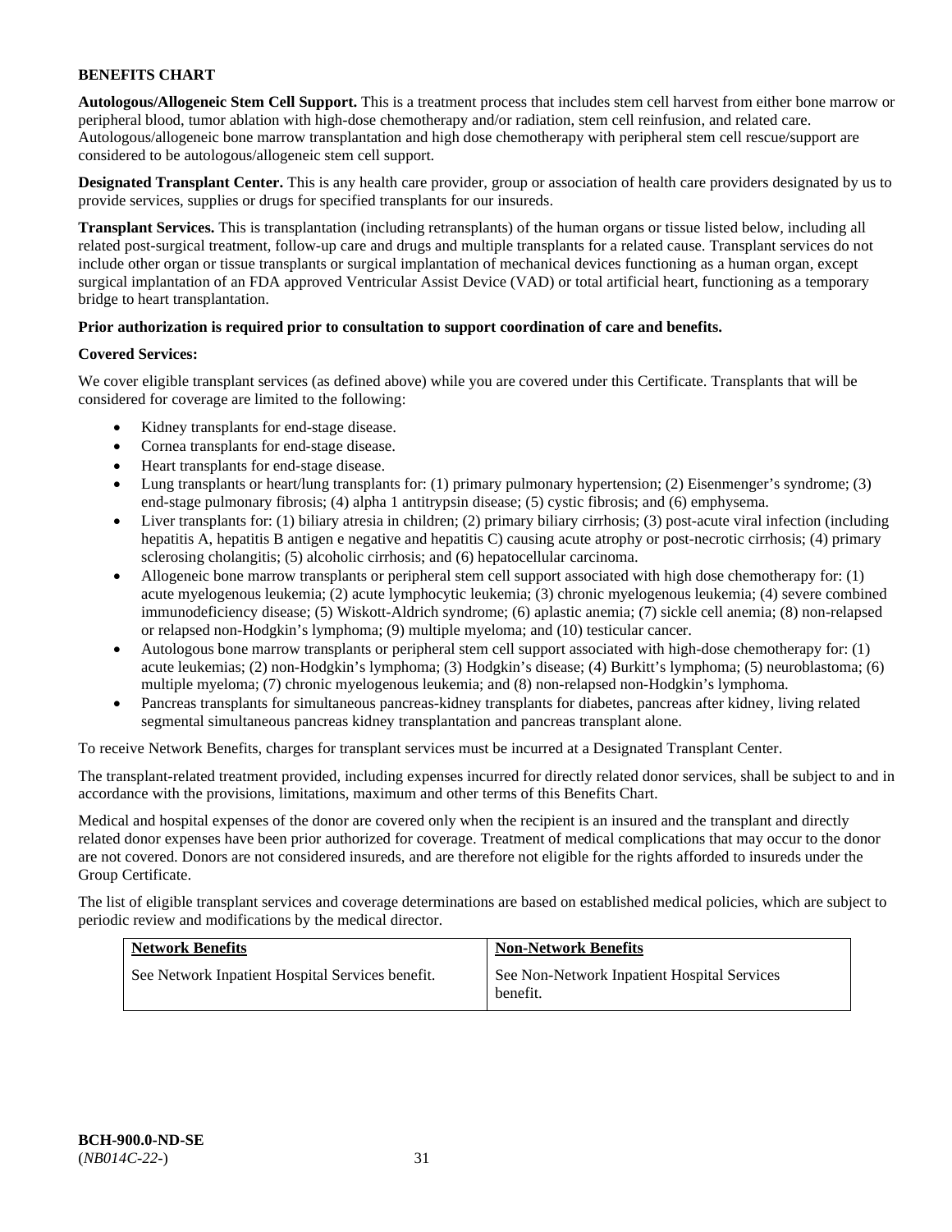**BENEFITS CHART**

**Autologous/Allogeneic Stem Cell Support.** This is a treatment process that includes stem cell harvest from either bone marrow or peripheral blood, tumor ablation with high-dose chemotherapy and/or radiation, stem cell reinfusion, and related care. Autologous/allogeneic bone marrow transplantation and high dose chemotherapy with peripheral stem cell rescue/support are considered to be autologous/allogeneic stem cell support.

**Designated Transplant Center.** This is any health care provider, group or association of health care providers designated by us to provide services, supplies or drugs for specified transplants for our insureds.

**Transplant Services.** This is transplantation (including retransplants) of the human organs or tissue listed below, including all related post-surgical treatment, follow-up care and drugs and multiple transplants for a related cause. Transplant services do not include other organ or tissue transplants or surgical implantation of mechanical devices functioning as a human organ, except surgical implantation of an FDA approved Ventricular Assist Device (VAD) or total artificial heart, functioning as a temporary bridge to heart transplantation.

**Prior authorization is required prior to consultation to support coordination of care and benefits.**

**Covered Services:**

We cover eligible transplant services (as defined above) while you are covered under this Certificate. Transplants that will be considered for coverage are limited to the following:

- Kidney transplants for end-stage disease.
- Cornea transplants for end-stage disease.
- Heart transplants for end-stage disease.
- Lung transplants or heart/lung transplants for: (1) primary pulmonary hypertension; (2) Eisenmenger's syndrome; (3) end-stage pulmonary fibrosis; (4) alpha 1 antitrypsin disease; (5) cystic fibrosis; and (6) emphysema.
- Liver transplants for: (1) biliary atresia in children; (2) primary biliary cirrhosis; (3) post-acute viral infection (including hepatitis A, hepatitis B antigen e negative and hepatitis C) causing acute atrophy or post-necrotic cirrhosis; (4) primary sclerosing cholangitis; (5) alcoholic cirrhosis; and (6) hepatocellular carcinoma.
- Allogeneic bone marrow transplants or peripheral stem cell support associated with high dose chemotherapy for: (1) acute myelogenous leukemia; (2) acute lymphocytic leukemia; (3) chronic myelogenous leukemia; (4) severe combined immunodeficiency disease; (5) Wiskott-Aldrich syndrome; (6) aplastic anemia; (7) sickle cell anemia; (8) non-relapsed or relapsed non-Hodgkin's lymphoma; (9) multiple myeloma; and (10) testicular cancer.
- Autologous bone marrow transplants or peripheral stem cell support associated with high-dose chemotherapy for: (1) acute leukemias; (2) non-Hodgkin's lymphoma; (3) Hodgkin's disease; (4) Burkitt's lymphoma; (5) neuroblastoma; (6) multiple myeloma; (7) chronic myelogenous leukemia; and (8) non-relapsed non-Hodgkin's lymphoma.
- Pancreas transplants for simultaneous pancreas-kidney transplants for diabetes, pancreas after kidney, living related segmental simultaneous pancreas kidney transplantation and pancreas transplant alone.

To receive Network Benefits, charges for transplant services must be incurred at a Designated Transplant Center.

The transplant-related treatment provided, including expenses incurred for directly related donor services, shall be subject to and in accordance with the provisions, limitations, maximum and other terms of this Benefits Chart.

Medical and hospital expenses of the donor are covered only when the recipient is an insured and the transplant and directly related donor expenses have been prior authorized for coverage. Treatment of medical complications that may occur to the donor are not covered. Donors are not considered insureds, and are therefore not eligible for the rights afforded to insureds under the Group Certificate.

The list of eligible transplant services and coverage determinations are based on established medical policies, which are subject to periodic review and modifications by the medical director.

| Network Benefits | Non-Network Benefits |
| --- | --- |
| See Network Inpatient Hospital Services benefit. | See Non-Network Inpatient Hospital Services benefit. |

**BCH-900.0-ND-SE**
(*NB014C-22-*)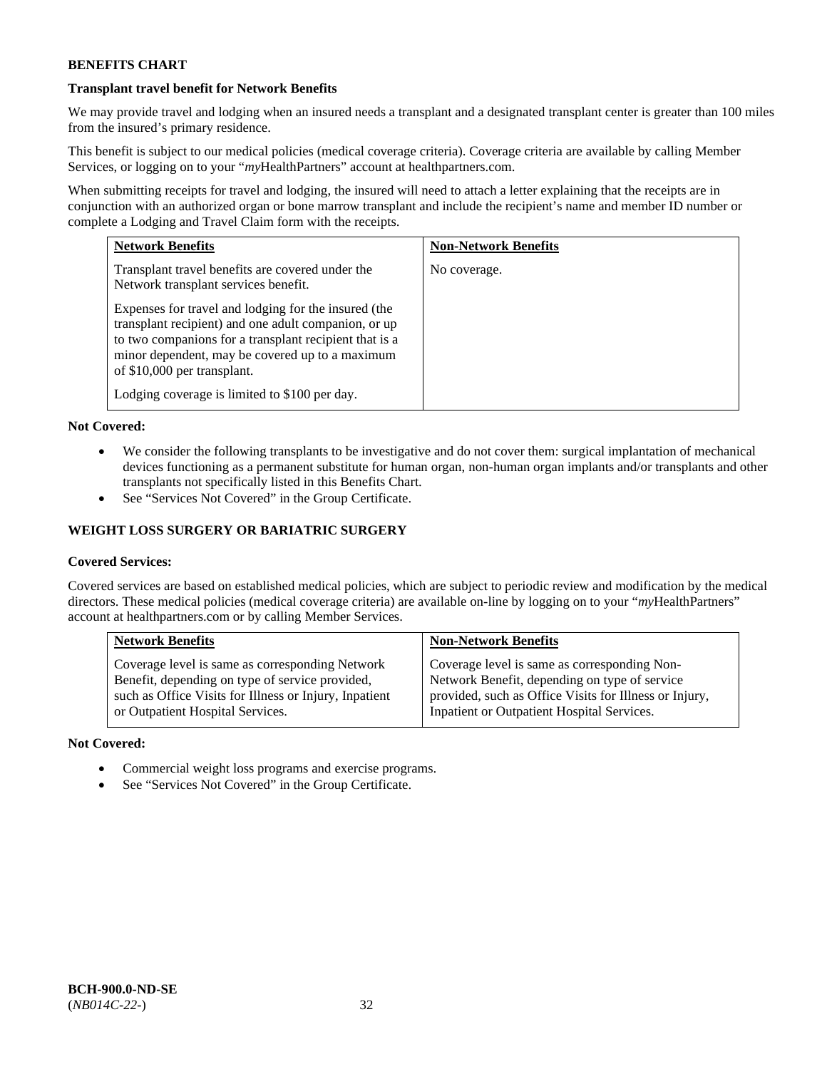**BENEFITS CHART**

**Transplant travel benefit for Network Benefits**

We may provide travel and lodging when an insured needs a transplant and a designated transplant center is greater than 100 miles from the insured's primary residence.

This benefit is subject to our medical policies (medical coverage criteria). Coverage criteria are available by calling Member Services, or logging on to your "*my*HealthPartners" account at healthpartners.com.

When submitting receipts for travel and lodging, the insured will need to attach a letter explaining that the receipts are in conjunction with an authorized organ or bone marrow transplant and include the recipient's name and member ID number or complete a Lodging and Travel Claim form with the receipts.

| Network Benefits | Non-Network Benefits |
|---|---|
| Transplant travel benefits are covered under the Network transplant services benefit.<br><br>Expenses for travel and lodging for the insured (the transplant recipient) and one adult companion, or up to two companions for a transplant recipient that is a minor dependent, may be covered up to a maximum of $10,000 per transplant.<br><br>Lodging coverage is limited to $100 per day. | No coverage. |

**Not Covered:**

- We consider the following transplants to be investigative and do not cover them: surgical implantation of mechanical devices functioning as a permanent substitute for human organ, non-human organ implants and/or transplants and other transplants not specifically listed in this Benefits Chart.
- See "Services Not Covered" in the Group Certificate.

**WEIGHT LOSS SURGERY OR BARIATRIC SURGERY**

**Covered Services:**

Covered services are based on established medical policies, which are subject to periodic review and modification by the medical directors. These medical policies (medical coverage criteria) are available on-line by logging on to your "*my*HealthPartners" account at healthpartners.com or by calling Member Services.

| Network Benefits | Non-Network Benefits |
|---|---|
| Coverage level is same as corresponding Network Benefit, depending on type of service provided, such as Office Visits for Illness or Injury, Inpatient or Outpatient Hospital Services. | Coverage level is same as corresponding Non-Network Benefit, depending on type of service provided, such as Office Visits for Illness or Injury, Inpatient or Outpatient Hospital Services. |

**Not Covered:**

- Commercial weight loss programs and exercise programs.
- See "Services Not Covered" in the Group Certificate.

**BCH-900.0-ND-SE**
(*NB014C-22-*)